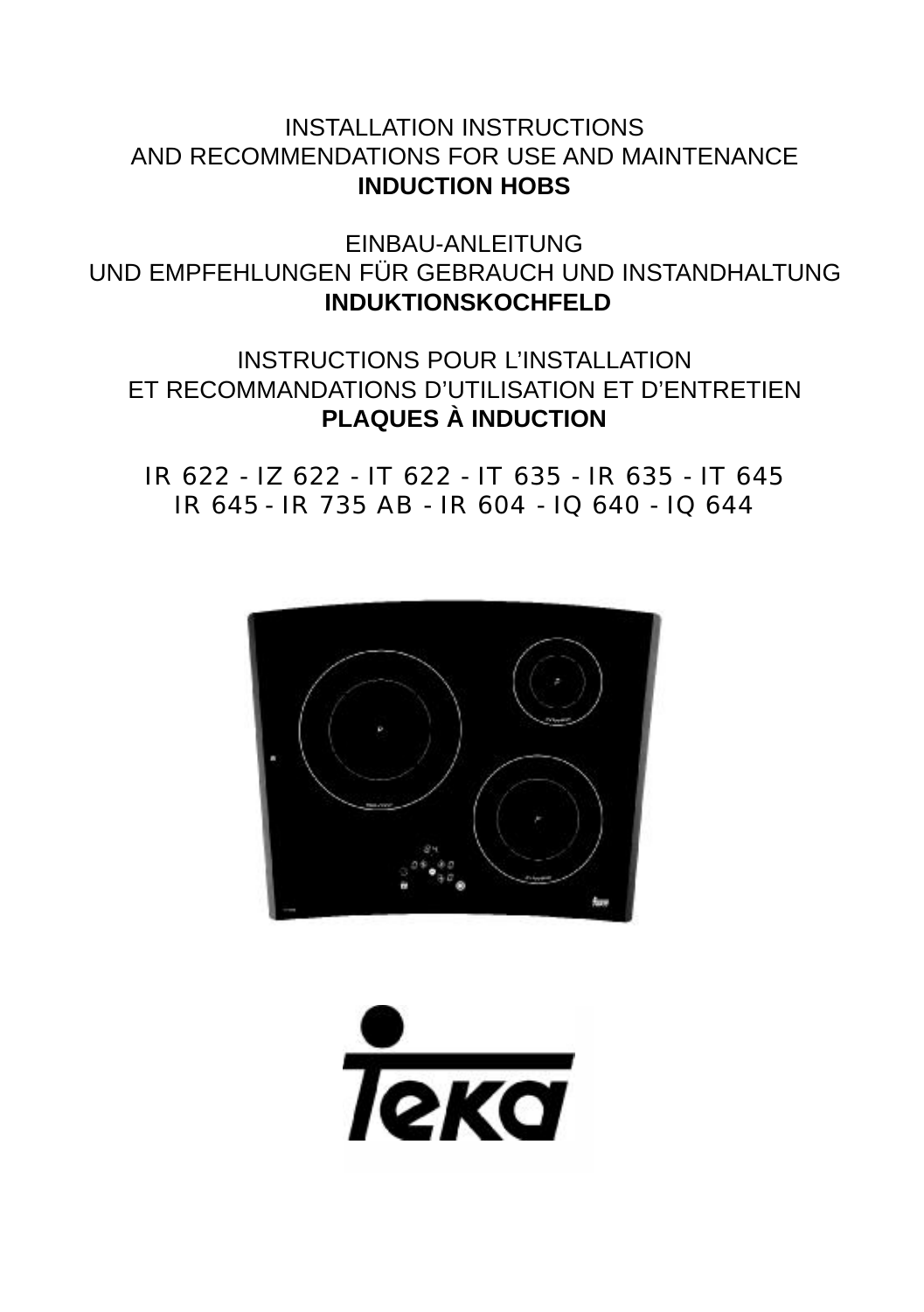INSTALLATION INSTRUCTIONS
AND RECOMMENDATIONS FOR USE AND MAINTENANCE
**INDUCTION HOBS**

EINBAU-ANLEITUNG
UND EMPFEHLUNGEN FÜR GEBRAUCH UND INSTANDHALTUNG
**INDUKTIONSKOCHFELD**

INSTRUCTIONS POUR L'INSTALLATION
ET RECOMMANDATIONS D'UTILISATION ET D'ENTRETIEN
**PLAQUES À INDUCTION**

IR 622 - IZ 622 - IT 622 - IT 635 - IR 635 - IT 645
IR 645 - IR 735 AB - IR 604 - IQ 640 - IQ 644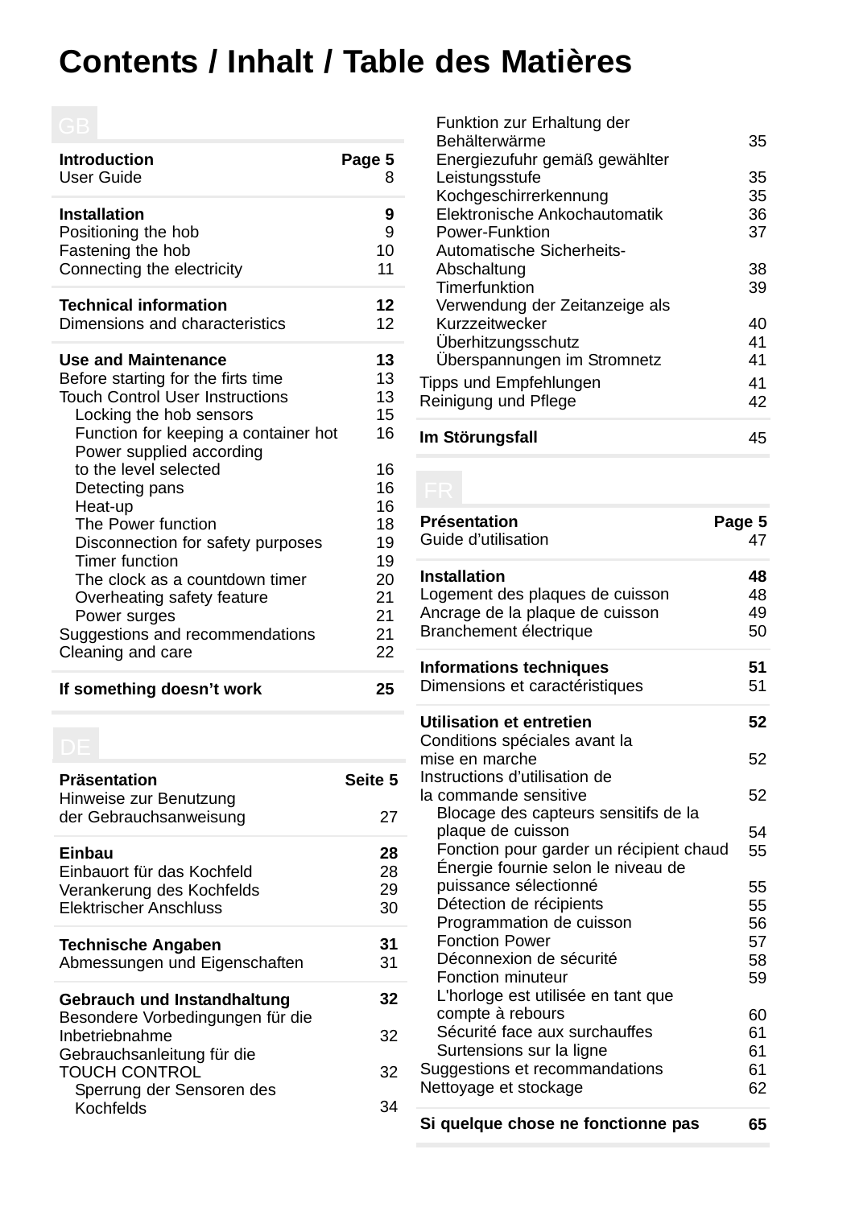# Contents / Inhalt / Table des Matières

## GB

| | |
|---|---|
| **Introduction** | **Page 5** |
| User Guide | 8 |
| **Installation** | **9** |
| Positioning the hob | 9 |
| Fastening the hob | 10 |
| Connecting the electricity | 11 |
| **Technical information** | **12** |
| Dimensions and characteristics | 12 |
| **Use and Maintenance** | **13** |
| Before starting for the firts time | 13 |
| Touch Control User Instructions | 13 |
| Locking the hob sensors | 15 |
| Function for keeping a container hot | 16 |
| Power supplied according to the level selected | 16 |
| Detecting pans | 16 |
| Heat-up | 16 |
| The Power function | 18 |
| Disconnection for safety purposes | 19 |
| Timer function | 19 |
| The clock as a countdown timer | 20 |
| Overheating safety feature | 21 |
| Power surges | 21 |
| Suggestions and recommendations | 21 |
| Cleaning and care | 22 |
| **If something doesn't work** | **25** |

## DE

| | |
|---|---|
| **Präsentation** | **Seite 5** |
| Hinweise zur Benutzung der Gebrauchsanweisung | 27 |
| **Einbau** | **28** |
| Einbauort für das Kochfeld | 28 |
| Verankerung des Kochfelds | 29 |
| Elektrischer Anschluss | 30 |
| **Technische Angaben** | **31** |
| Abmessungen und Eigenschaften | 31 |
| **Gebrauch und Instandhaltung** | **32** |
| Besondere Vorbedingungen für die Inbetriebnahme | 32 |
| Gebrauchsanleitung für die TOUCH CONTROL | 32 |
| Sperrung der Sensoren des Kochfelds | 34 |
| Funktion zur Erhaltung der Behälterwärme | 35 |
| Energiezufuhr gemäß gewählter Leistungsstufe | 35 |
| Kochgeschirrerkennung | 35 |
| Elektronische Ankochautomatik | 36 |
| Power-Funktion | 37 |
| Automatische Sicherheits-Abschaltung | 38 |
| Timerfunktion | 39 |
| Verwendung der Zeitanzeige als Kurzzeitwecker | 40 |
| Überhitzungsschutz | 41 |
| Überspannungen im Stromnetz | 41 |
| Tipps und Empfehlungen | 41 |
| Reinigung und Pflege | 42 |
| **Im Störungsfall** | **45** |

## FR

| | |
|---|---|
| **Présentation** | **Page 5** |
| Guide d'utilisation | 47 |
| **Installation** | **48** |
| Logement des plaques de cuisson | 48 |
| Ancrage de la plaque de cuisson | 49 |
| Branchement électrique | 50 |
| **Informations techniques** | **51** |
| Dimensions et caractéristiques | 51 |
| **Utilisation et entretien** | **52** |
| Conditions spéciales avant la mise en marche | 52 |
| Instructions d'utilisation de la commande sensitive | 52 |
| Blocage des capteurs sensitifs de la plaque de cuisson | 54 |
| Fonction pour garder un récipient chaud | 55 |
| Énergie fournie selon le niveau de puissance sélectionné | 55 |
| Détection de récipients | 55 |
| Programmation de cuisson | 56 |
| Fonction Power | 57 |
| Déconnexion de sécurité | 58 |
| Fonction minuteur | 59 |
| L'horloge est utilisée en tant que compte à rebours | 60 |
| Sécurité face aux surchauffes | 61 |
| Surtensions sur la ligne | 61 |
| Suggestions et recommandations | 61 |
| Nettoyage et stockage | 62 |
| **Si quelque chose ne fonctionne pas** | **65** |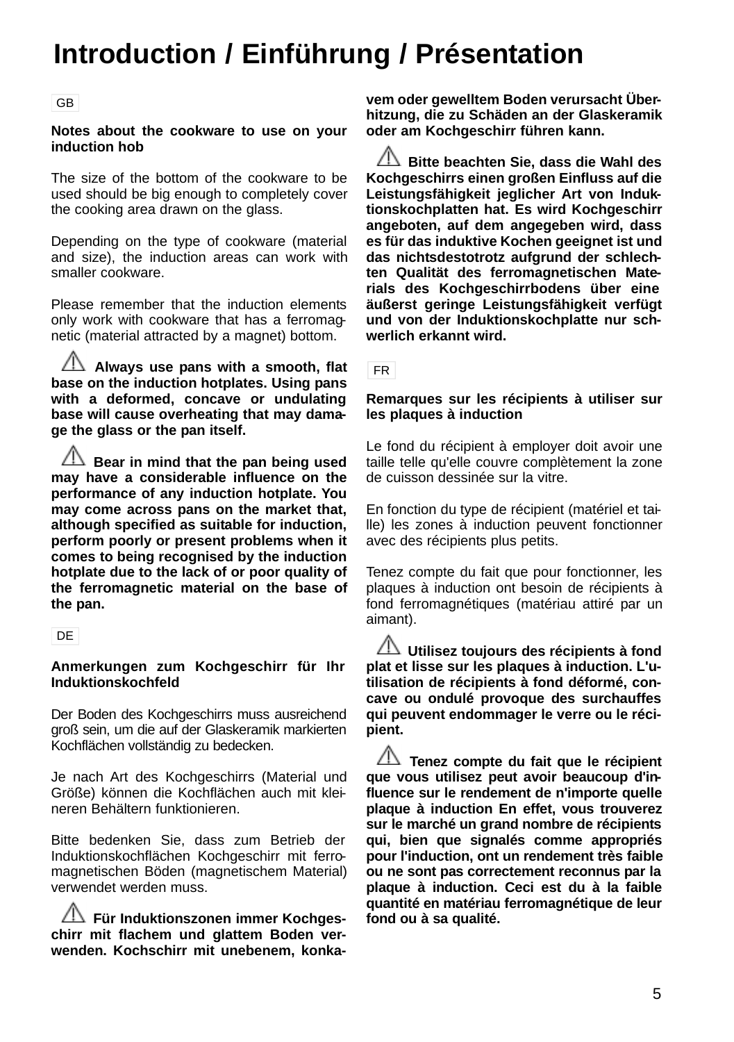# Introduction / Einführung / Présentation

GB

**Notes about the cookware to use on your induction hob**

The size of the bottom of the cookware to be used should be big enough to completely cover the cooking area drawn on the glass.

Depending on the type of cookware (material and size), the induction areas can work with smaller cookware.

Please remember that the induction elements only work with cookware that has a ferromagnetic (material attracted by a magnet) bottom.

⚠ **Always use pans with a smooth, flat base on the induction hotplates. Using pans with a deformed, concave or undulating base will cause overheating that may damage the glass or the pan itself.**

⚠ **Bear in mind that the pan being used may have a considerable influence on the performance of any induction hotplate. You may come across pans on the market that, although specified as suitable for induction, perform poorly or present problems when it comes to being recognised by the induction hotplate due to the lack of or poor quality of the ferromagnetic material on the base of the pan.**

DE

**Anmerkungen zum Kochgeschirr für Ihr Induktionskochfeld**

Der Boden des Kochgeschirrs muss ausreichend groß sein, um die auf der Glaskeramik markierten Kochflächen vollständig zu bedecken.

Je nach Art des Kochgeschirrs (Material und Größe) können die Kochflächen auch mit kleineren Behältern funktionieren.

Bitte bedenken Sie, dass zum Betrieb der Induktionskochflächen Kochgeschirr mit ferromagnetischen Böden (magnetischem Material) verwendet werden muss.

⚠ **Für Induktionszonen immer Kochgeschirr mit flachem und glattem Boden verwenden. Kochschirr mit unebenem, konkavem oder gewelltem Boden verursacht Überhitzung, die zu Schäden an der Glaskeramik oder am Kochgeschirr führen kann.**

⚠ **Bitte beachten Sie, dass die Wahl des Kochgeschirrs einen großen Einfluss auf die Leistungsfähigkeit jeglicher Art von Induktionskochplatten hat. Es wird Kochgeschirr angeboten, auf dem angegeben wird, dass es für das induktive Kochen geeignet ist und das nichtsdestotrotz aufgrund der schlechten Qualität des ferromagnetischen Materials des Kochgeschirrbodens über eine äußerst geringe Leistungsfähigkeit verfügt und von der Induktionskochplatte nur schwerlich erkannt wird.**

FR

**Remarques sur les récipients à utiliser sur les plaques à induction**

Le fond du récipient à employer doit avoir une taille telle qu'elle couvre complètement la zone de cuisson dessinée sur la vitre.

En fonction du type de récipient (matériel et taille) les zones à induction peuvent fonctionner avec des récipients plus petits.

Tenez compte du fait que pour fonctionner, les plaques à induction ont besoin de récipients à fond ferromagnétiques (matériau attiré par un aimant).

⚠ **Utilisez toujours des récipients à fond plat et lisse sur les plaques à induction. L'utilisation de récipients à fond déformé, concave ou ondulé provoque des surchauffes qui peuvent endommager le verre ou le récipient.**

⚠ **Tenez compte du fait que le récipient que vous utilisez peut avoir beaucoup d'influence sur le rendement de n'importe quelle plaque à induction En effet, vous trouverez sur le marché un grand nombre de récipients qui, bien que signalés comme appropriés pour l'induction, ont un rendement très faible ou ne sont pas correctement reconnus par la plaque à induction. Ceci est du à la faible quantité en matériau ferromagnétique de leur fond ou à sa qualité.**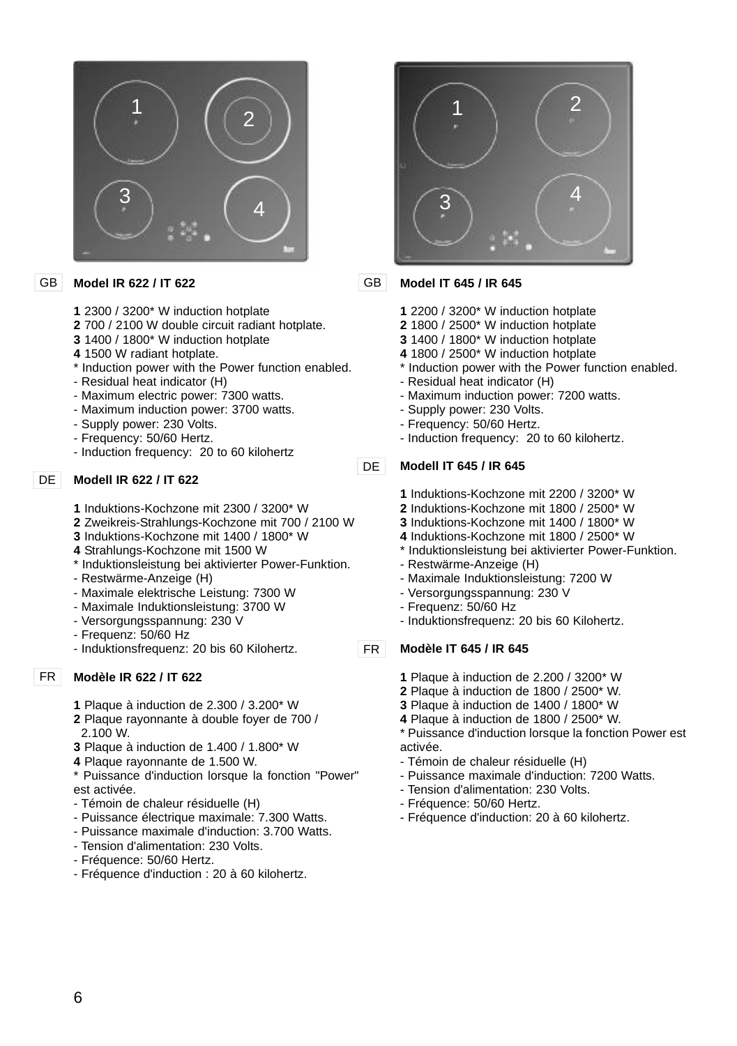GB

**Model IR 622 / IT 622**

**1** 2300 / 3200* W induction hotplate
**2** 700 / 2100 W double circuit radiant hotplate.
**3** 1400 / 1800* W induction hotplate
**4** 1500 W radiant hotplate.
* Induction power with the Power function enabled.
- Residual heat indicator (H)
- Maximum electric power: 7300 watts.
- Maximum induction power: 3700 watts.
- Supply power: 230 Volts.
- Frequency: 50/60 Hertz.
- Induction frequency:  20 to 60 kilohertz

DE

**Modell IR 622 / IT 622**

**1** Induktions-Kochzone mit 2300 / 3200* W
**2** Zweikreis-Strahlungs-Kochzone mit 700 / 2100 W
**3** Induktions-Kochzone mit 1400 / 1800* W
**4** Strahlungs-Kochzone mit 1500 W
* Induktionsleistung bei aktivierter Power-Funktion.
- Restwärme-Anzeige (H)
- Maximale elektrische Leistung: 7300 W
- Maximale Induktionsleistung: 3700 W
- Versorgungsspannung: 230 V
- Frequenz: 50/60 Hz
- Induktionsfrequenz: 20 bis 60 Kilohertz.

FR

**Modèle IR 622 / IT 622**

**1** Plaque à induction de 2.300 / 3.200* W
**2** Plaque rayonnante à double foyer de 700 / 2.100 W.
**3** Plaque à induction de 1.400 / 1.800* W
**4** Plaque rayonnante de 1.500 W.
* Puissance d'induction lorsque la fonction "Power" est activée.
- Témoin de chaleur résiduelle (H)
- Puissance électrique maximale: 7.300 Watts.
- Puissance maximale d'induction: 3.700 Watts.
- Tension d'alimentation: 230 Volts.
- Fréquence: 50/60 Hertz.
- Fréquence d'induction : 20 à 60 kilohertz.

GB

**Model IT 645 / IR 645**

**1** 2200 / 3200* W induction hotplate
**2** 1800 / 2500* W induction hotplate
**3** 1400 / 1800* W induction hotplate
**4** 1800 / 2500* W induction hotplate
* Induction power with the Power function enabled.
- Residual heat indicator (H)
- Maximum induction power: 7200 watts.
- Supply power: 230 Volts.
- Frequency: 50/60 Hertz.
- Induction frequency:  20 to 60 kilohertz.

DE

**Modell IT 645 / IR 645**

**1** Induktions-Kochzone mit 2200 / 3200* W
**2** Induktions-Kochzone mit 1800 / 2500* W
**3** Induktions-Kochzone mit 1400 / 1800* W
**4** Induktions-Kochzone mit 1800 / 2500* W
* Induktionsleistung bei aktivierter Power-Funktion.
- Restwärme-Anzeige (H)
- Maximale Induktionsleistung: 7200 W
- Versorgungsspannung: 230 V
- Frequenz: 50/60 Hz
- Induktionsfrequenz: 20 bis 60 Kilohertz.

FR

**Modèle IT 645 / IR 645**

**1** Plaque à induction de 2.200 / 3200* W
**2** Plaque à induction de 1800 / 2500* W.
**3** Plaque à induction de 1400 / 1800* W
**4** Plaque à induction de 1800 / 2500* W.
* Puissance d'induction lorsque la fonction Power est activée.
- Témoin de chaleur résiduelle (H)
- Puissance maximale d'induction: 7200 Watts.
- Tension d'alimentation: 230 Volts.
- Fréquence: 50/60 Hertz.
- Fréquence d'induction: 20 à 60 kilohertz.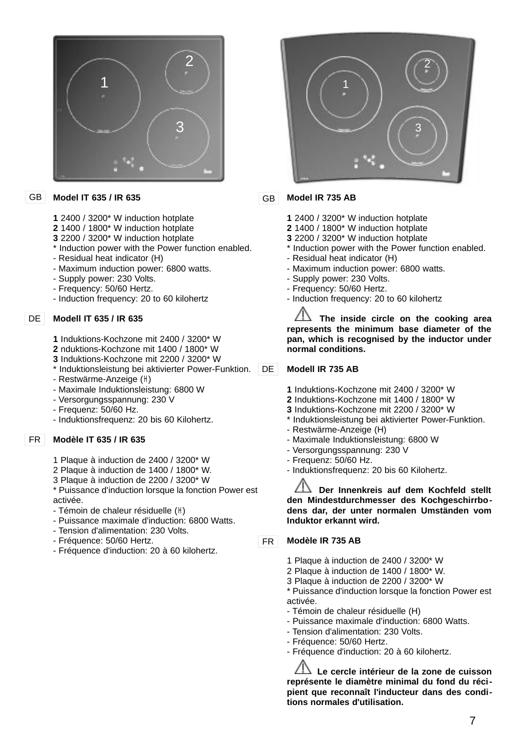GB **Model IT 635 / IR 635**

**1** 2400 / 3200* W induction hotplate
**2** 1400 / 1800* W induction hotplate
**3** 2200 / 3200* W induction hotplate
* Induction power with the Power function enabled.
- Residual heat indicator (H)
- Maximum induction power: 6800 watts.
- Supply power: 230 Volts.
- Frequency: 50/60 Hertz.
- Induction frequency: 20 to 60 kilohertz

DE **Modell IT 635 / IR 635**

**1** Induktions-Kochzone mit 2400 / 3200* W
**2** nduktions-Kochzone mit 1400 / 1800* W
**3** Induktions-Kochzone mit 2200 / 3200* W
* Induktionsleistung bei aktivierter Power-Funktion.
- Restwärme-Anzeige (H)
- Maximale Induktionsleistung: 6800 W
- Versorgungsspannung: 230 V
- Frequenz: 50/60 Hz.
- Induktionsfrequenz: 20 bis 60 Kilohertz.

FR **Modèle IT 635 / IR 635**

1 Plaque à induction de 2400 / 3200* W
2 Plaque à induction de 1400 / 1800* W.
3 Plaque à induction de 2200 / 3200* W
* Puissance d'induction lorsque la fonction Power est activée.
- Témoin de chaleur résiduelle (H)
- Puissance maximale d'induction: 6800 Watts.
- Tension d'alimentation: 230 Volts.
- Fréquence: 50/60 Hertz.
- Fréquence d'induction: 20 à 60 kilohertz.

GB **Model IR 735 AB**

**1** 2400 / 3200* W induction hotplate
**2** 1400 / 1800* W induction hotplate
**3** 2200 / 3200* W induction hotplate
* Induction power with the Power function enabled.
- Residual heat indicator (H)
- Maximum induction power: 6800 watts.
- Supply power: 230 Volts.
- Frequency: 50/60 Hertz.
- Induction frequency: 20 to 60 kilohertz

⚠ **The inside circle on the cooking area represents the minimum base diameter of the pan, which is recognised by the inductor under normal conditions.**

DE **Modell IR 735 AB**

**1** Induktions-Kochzone mit 2400 / 3200* W
**2** Induktions-Kochzone mit 1400 / 1800* W
**3** Induktions-Kochzone mit 2200 / 3200* W
* Induktionsleistung bei aktivierter Power-Funktion.
- Restwärme-Anzeige (H)
- Maximale Induktionsleistung: 6800 W
- Versorgungsspannung: 230 V
- Frequenz: 50/60 Hz.
- Induktionsfrequenz: 20 bis 60 Kilohertz.

⚠ **Der Innenkreis auf dem Kochfeld stellt den Mindestdurchmesser des Kochgeschirrbodens dar, der unter normalen Umständen vom Induktor erkannt wird.**

FR **Modèle IR 735 AB**

1 Plaque à induction de 2400 / 3200* W
2 Plaque à induction de 1400 / 1800* W.
3 Plaque à induction de 2200 / 3200* W
* Puissance d'induction lorsque la fonction Power est activée.
- Témoin de chaleur résiduelle (H)
- Puissance maximale d'induction: 6800 Watts.
- Tension d'alimentation: 230 Volts.
- Fréquence: 50/60 Hertz.
- Fréquence d'induction: 20 à 60 kilohertz.

⚠ **Le cercle intérieur de la zone de cuisson représente le diamètre minimal du fond du récipient que reconnaît l'inducteur dans des conditions normales d'utilisation.**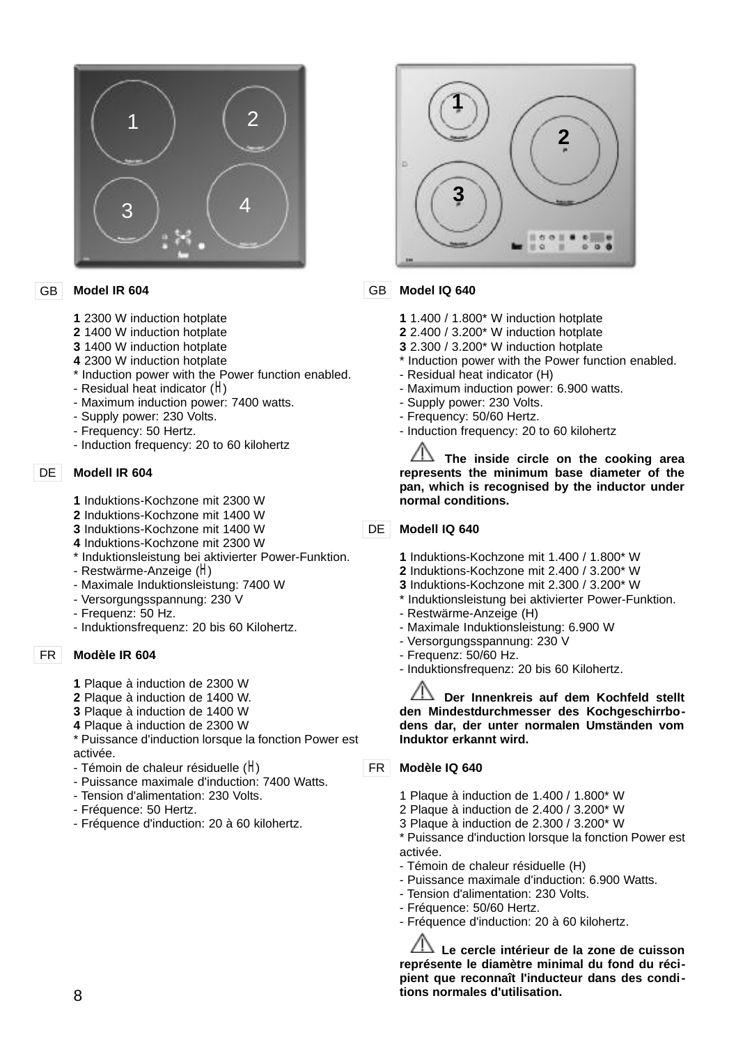GB **Model IR 604**

**1** 2300 W induction hotplate
**2** 1400 W induction hotplate
**3** 1400 W induction hotplate
**4** 2300 W induction hotplate
* Induction power with the Power function enabled.
- Residual heat indicator (H)
- Maximum induction power: 7400 watts.
- Supply power: 230 Volts.
- Frequency: 50 Hertz.
- Induction frequency: 20 to 60 kilohertz

DE **Modell IR 604**

**1** Induktions-Kochzone mit 2300 W
**2** Induktions-Kochzone mit 1400 W
**3** Induktions-Kochzone mit 1400 W
**4** Induktions-Kochzone mit 2300 W
* Induktionsleistung bei aktivierter Power-Funktion.
- Restwärme-Anzeige (H)
- Maximale Induktionsleistung: 7400 W
- Versorgungsspannung: 230 V
- Frequenz: 50 Hz.
- Induktionsfrequenz: 20 bis 60 Kilohertz.

FR **Modèle IR 604**

**1** Plaque à induction de 2300 W
**2** Plaque à induction de 1400 W.
**3** Plaque à induction de 1400 W
**4** Plaque à induction de 2300 W
* Puissance d'induction lorsque la fonction Power est activée.
- Témoin de chaleur résiduelle (H)
- Puissance maximale d'induction: 7400 Watts.
- Tension d'alimentation: 230 Volts.
- Fréquence: 50 Hertz.
- Fréquence d'induction: 20 à 60 kilohertz.

GB **Model IQ 640**

**1** 1.400 / 1.800* W induction hotplate
**2** 2.400 / 3.200* W induction hotplate
**3** 2.300 / 3.200* W induction hotplate
* Induction power with the Power function enabled.
- Residual heat indicator (H)
- Maximum induction power: 6.900 watts.
- Supply power: 230 Volts.
- Frequency: 50/60 Hertz.
- Induction frequency: 20 to 60 kilohertz

⚠ **The inside circle on the cooking area represents the minimum base diameter of the pan, which is recognised by the inductor under normal conditions.**

DE **Modell IQ 640**

**1** Induktions-Kochzone mit 1.400 / 1.800* W
**2** Induktions-Kochzone mit 2.400 / 3.200* W
**3** Induktions-Kochzone mit 2.300 / 3.200* W
* Induktionsleistung bei aktivierter Power-Funktion.
- Restwärme-Anzeige (H)
- Maximale Induktionsleistung: 6.900 W
- Versorgungsspannung: 230 V
- Frequenz: 50/60 Hz.
- Induktionsfrequenz: 20 bis 60 Kilohertz.

⚠ **Der Innenkreis auf dem Kochfeld stellt den Mindestdurchmesser des Kochgeschirrbodens dar, der unter normalen Umständen vom Induktor erkannt wird.**

FR **Modèle IQ 640**

1 Plaque à induction de 1.400 / 1.800* W
2 Plaque à induction de 2.400 / 3.200* W
3 Plaque à induction de 2.300 / 3.200* W
* Puissance d'induction lorsque la fonction Power est activée.
- Témoin de chaleur résiduelle (H)
- Puissance maximale d'induction: 6.900 Watts.
- Tension d'alimentation: 230 Volts.
- Fréquence: 50/60 Hertz.
- Fréquence d'induction: 20 à 60 kilohertz.

⚠ **Le cercle intérieur de la zone de cuisson représente le diamètre minimal du fond du récipient que reconnaît l'inducteur dans des conditions normales d'utilisation.**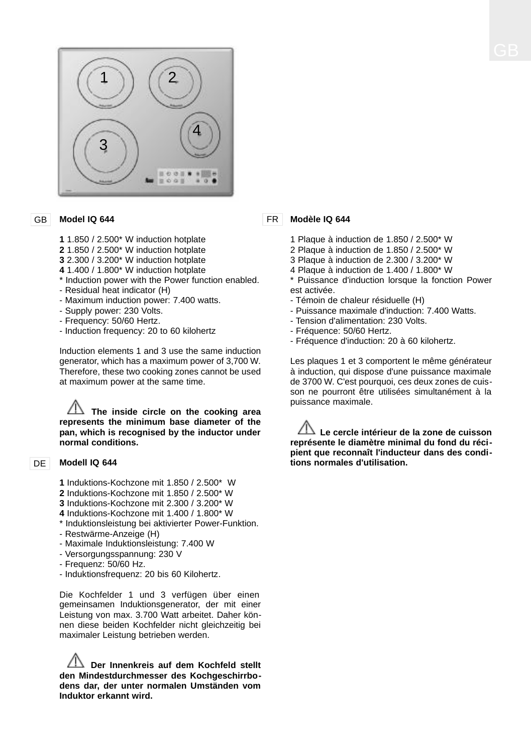GB **Model IQ 644**

**1** 1.850 / 2.500* W induction hotplate
**2** 1.850 / 2.500* W induction hotplate
**3** 2.300 / 3.200* W induction hotplate
**4** 1.400 / 1.800* W induction hotplate
* Induction power with the Power function enabled.
- Residual heat indicator (H)
- Maximum induction power: 7.400 watts.
- Supply power: 230 Volts.
- Frequency: 50/60 Hertz.
- Induction frequency: 20 to 60 kilohertz

Induction elements 1 and 3 use the same induction generator, which has a maximum power of 3,700 W. Therefore, these two cooking zones cannot be used at maximum power at the same time.

⚠ **The inside circle on the cooking area represents the minimum base diameter of the pan, which is recognised by the inductor under normal conditions.**

DE **Modell IQ 644**

**1** Induktions-Kochzone mit 1.850 / 2.500* W
**2** Induktions-Kochzone mit 1.850 / 2.500* W
**3** Induktions-Kochzone mit 2.300 / 3.200* W
**4** Induktions-Kochzone mit 1.400 / 1.800* W
* Induktionsleistung bei aktivierter Power-Funktion.
- Restwärme-Anzeige (H)
- Maximale Induktionsleistung: 7.400 W
- Versorgungsspannung: 230 V
- Frequenz: 50/60 Hz.
- Induktionsfrequenz: 20 bis 60 Kilohertz.

Die Kochfelder 1 und 3 verfügen über einen gemeinsamen Induktionsgenerator, der mit einer Leistung von max. 3.700 Watt arbeitet. Daher können diese beiden Kochfelder nicht gleichzeitig bei maximaler Leistung betrieben werden.

⚠ **Der Innenkreis auf dem Kochfeld stellt den Mindestdurchmesser des Kochgeschirrbodens dar, der unter normalen Umständen vom Induktor erkannt wird.**

FR **Modèle IQ 644**

1 Plaque à induction de 1.850 / 2.500* W
2 Plaque à induction de 1.850 / 2.500* W
3 Plaque à induction de 2.300 / 3.200* W
4 Plaque à induction de 1.400 / 1.800* W
* Puissance d'induction lorsque la fonction Power est activée.
- Témoin de chaleur résiduelle (H)
- Puissance maximale d'induction: 7.400 Watts.
- Tension d'alimentation: 230 Volts.
- Fréquence: 50/60 Hertz.
- Fréquence d'induction: 20 à 60 kilohertz.

Les plaques 1 et 3 comportent le même générateur à induction, qui dispose d'une puissance maximale de 3700 W. C'est pourquoi, ces deux zones de cuisson ne pourront être utilisées simultanément à la puissance maximale.

⚠ **Le cercle intérieur de la zone de cuisson représente le diamètre minimal du fond du récipient que reconnaît l'inducteur dans des conditions normales d'utilisation.**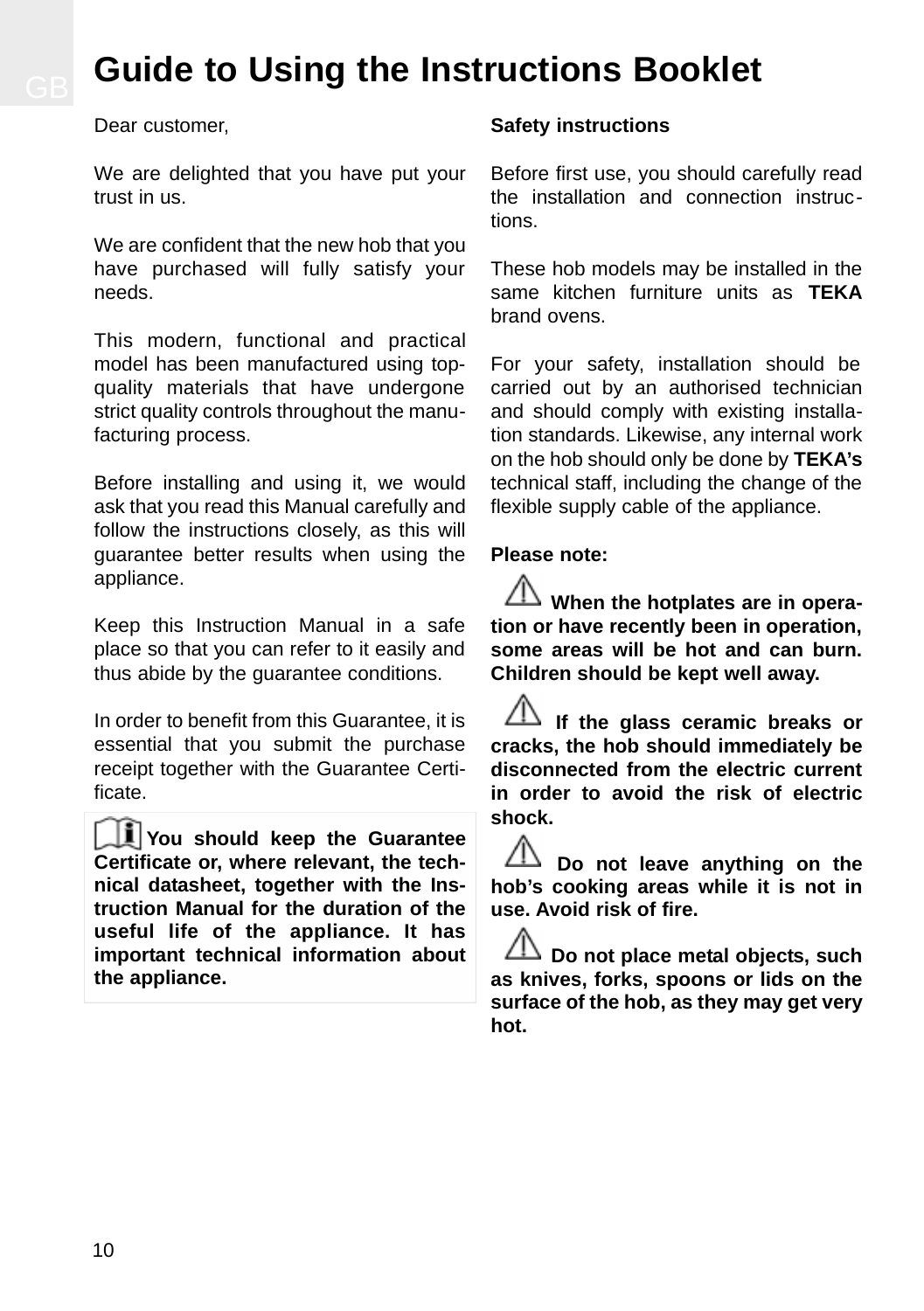# Guide to Using the Instructions Booklet

Dear customer,

We are delighted that you have put your trust in us.

We are confident that the new hob that you have purchased will fully satisfy your needs.

This modern, functional and practical model has been manufactured using top-quality materials that have undergone strict quality controls throughout the manufacturing process.

Before installing and using it, we would ask that you read this Manual carefully and follow the instructions closely, as this will guarantee better results when using the appliance.

Keep this Instruction Manual in a safe place so that you can refer to it easily and thus abide by the guarantee conditions.

In order to benefit from this Guarantee, it is essential that you submit the purchase receipt together with the Guarantee Certificate.

**You should keep the Guarantee Certificate or, where relevant, the technical datasheet, together with the Instruction Manual for the duration of the useful life of the appliance. It has important technical information about the appliance.**

**Safety instructions**

Before first use, you should carefully read the installation and connection instructions.

These hob models may be installed in the same kitchen furniture units as **TEKA** brand ovens.

For your safety, installation should be carried out by an authorised technician and should comply with existing installation standards. Likewise, any internal work on the hob should only be done by **TEKA's** technical staff, including the change of the flexible supply cable of the appliance.

**Please note:**

**When the hotplates are in operation or have recently been in operation, some areas will be hot and can burn. Children should be kept well away.**

**If the glass ceramic breaks or cracks, the hob should immediately be disconnected from the electric current in order to avoid the risk of electric shock.**

**Do not leave anything on the hob's cooking areas while it is not in use. Avoid risk of fire.**

**Do not place metal objects, such as knives, forks, spoons or lids on the surface of the hob, as they may get very hot.**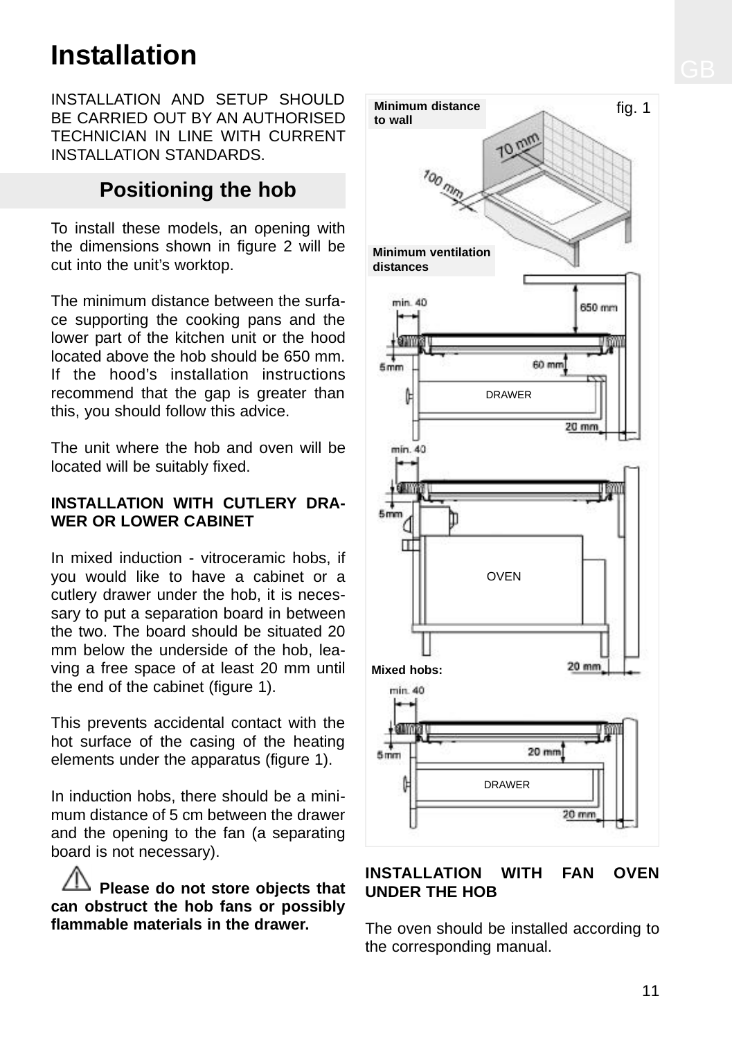# Installation

INSTALLATION AND SETUP SHOULD BE CARRIED OUT BY AN AUTHORISED TECHNICIAN IN LINE WITH CURRENT INSTALLATION STANDARDS.

## Positioning the hob

To install these models, an opening with the dimensions shown in figure 2 will be cut into the unit's worktop.

The minimum distance between the surface supporting the cooking pans and the lower part of the kitchen unit or the hood located above the hob should be 650 mm. If the hood's installation instructions recommend that the gap is greater than this, you should follow this advice.

The unit where the hob and oven will be located will be suitably fixed.

**INSTALLATION WITH CUTLERY DRAWER OR LOWER CABINET**

In mixed induction - vitroceramic hobs, if you would like to have a cabinet or a cutlery drawer under the hob, it is necessary to put a separation board in between the two. The board should be situated 20 mm below the underside of the hob, leaving a free space of at least 20 mm until the end of the cabinet (figure 1).

This prevents accidental contact with the hot surface of the casing of the heating elements under the apparatus (figure 1).

In induction hobs, there should be a minimum distance of 5 cm between the drawer and the opening to the fan (a separating board is not necessary).

⚠ **Please do not store objects that can obstruct the hob fans or possibly flammable materials in the drawer.**

fig. 1

**Minimum distance to wall**

70 mm
100 mm

**Minimum ventilation distances**

min. 40
650 mm
5mm
60 mm
DRAWER
20 mm

min. 40
5mm
OVEN
20 mm

**Mixed hobs:**

min. 40
5mm
20 mm
DRAWER
20 mm

**INSTALLATION WITH FAN OVEN UNDER THE HOB**

The oven should be installed according to the corresponding manual.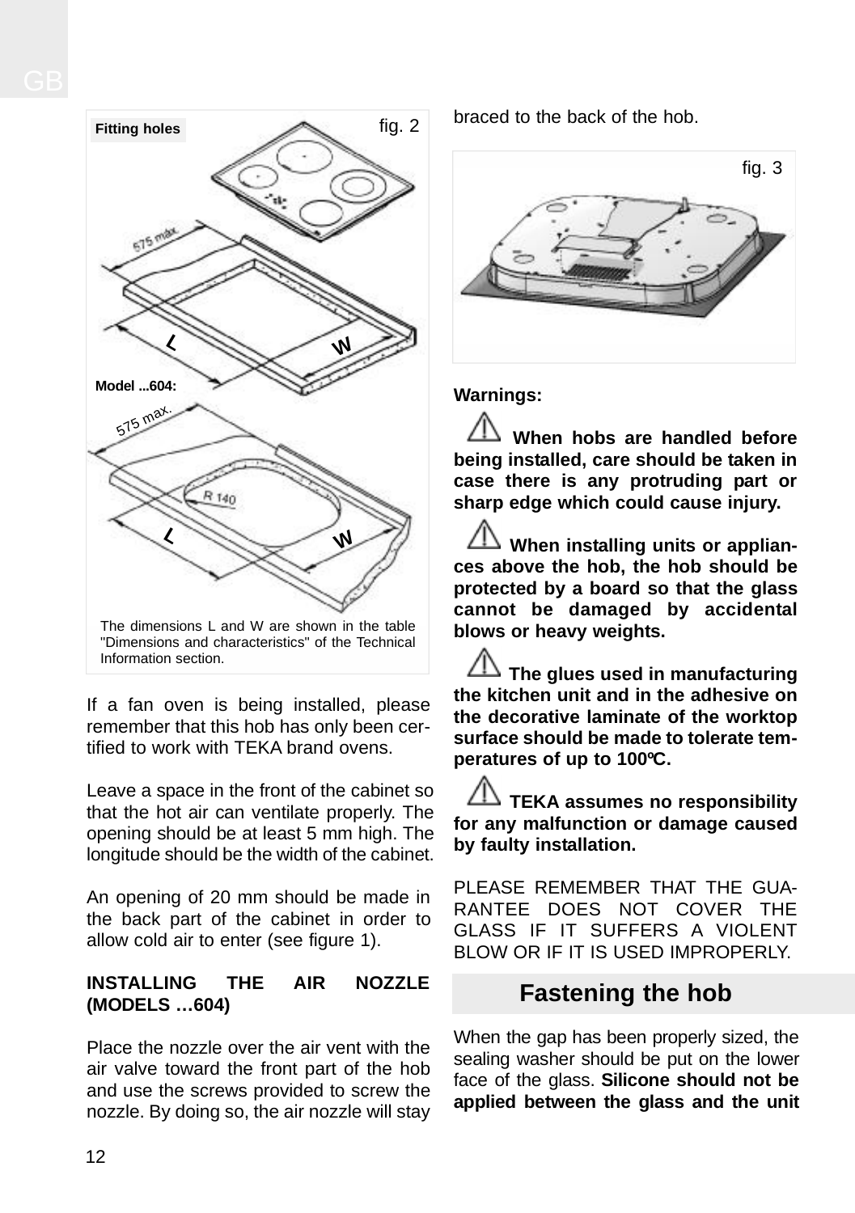Fitting holes

fig. 2

575 max

L

W

Model ...604:

575 max.

R 140

L

W

The dimensions L and W are shown in the table "Dimensions and characteristics" of the Technical Information section.

If a fan oven is being installed, please remember that this hob has only been certified to work with TEKA brand ovens.

Leave a space in the front of the cabinet so that the hot air can ventilate properly. The opening should be at least 5 mm high. The longitude should be the width of the cabinet.

An opening of 20 mm should be made in the back part of the cabinet in order to allow cold air to enter (see figure 1).

**INSTALLING THE AIR NOZZLE (MODELS …604)**

Place the nozzle over the air vent with the air valve toward the front part of the hob and use the screws provided to screw the nozzle. By doing so, the air nozzle will stay braced to the back of the hob.

fig. 3

**Warnings:**

⚠ **When hobs are handled before being installed, care should be taken in case there is any protruding part or sharp edge which could cause injury.**

⚠ **When installing units or appliances above the hob, the hob should be protected by a board so that the glass cannot be damaged by accidental blows or heavy weights.**

⚠ **The glues used in manufacturing the kitchen unit and in the adhesive on the decorative laminate of the worktop surface should be made to tolerate temperatures of up to 100ºC.**

⚠ **TEKA assumes no responsibility for any malfunction or damage caused by faulty installation.**

PLEASE REMEMBER THAT THE GUARANTEE DOES NOT COVER THE GLASS IF IT SUFFERS A VIOLENT BLOW OR IF IT IS USED IMPROPERLY.

## Fastening the hob

When the gap has been properly sized, the sealing washer should be put on the lower face of the glass. **Silicone should not be applied between the glass and the unit**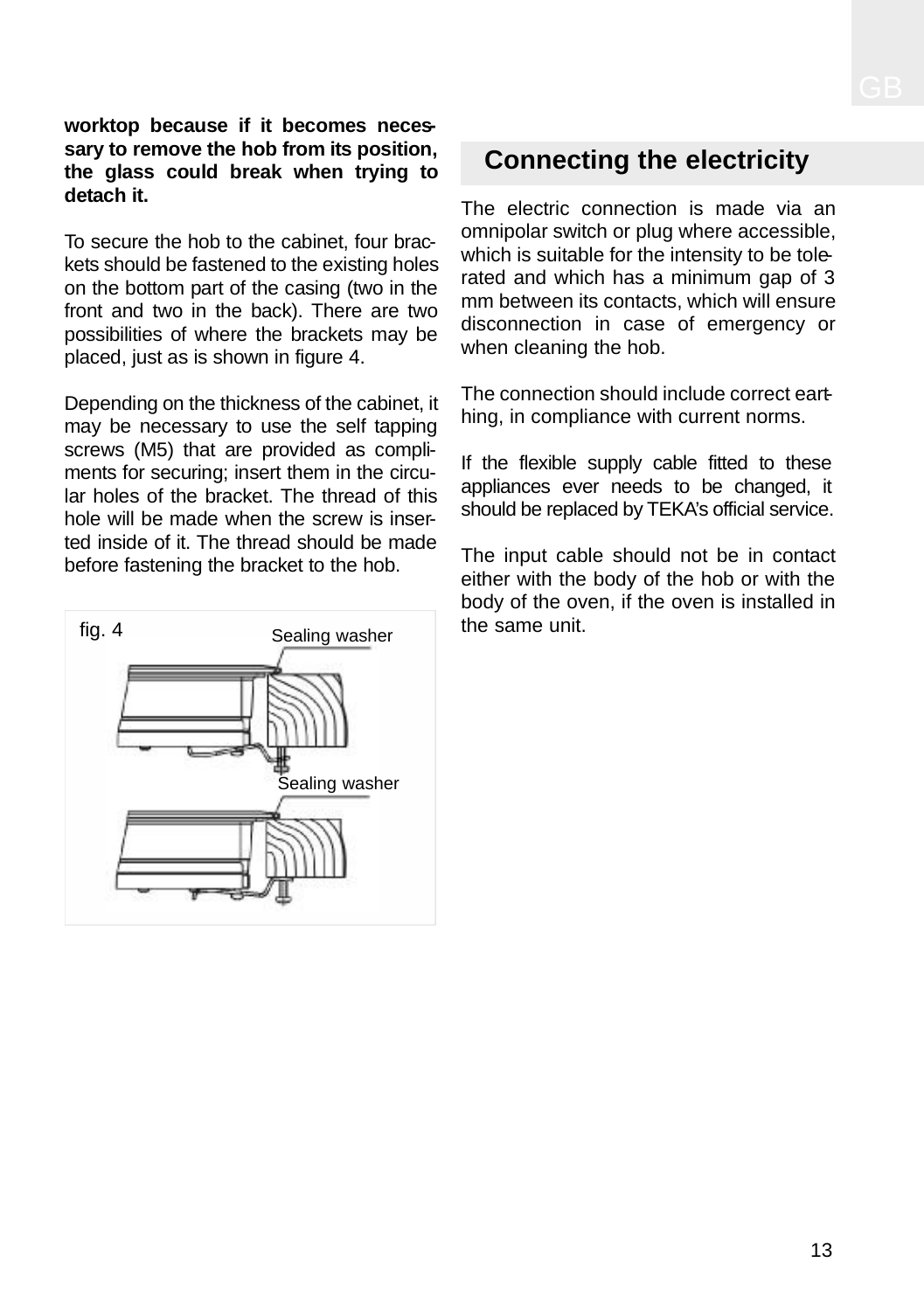**worktop because if it becomes necessary to remove the hob from its position, the glass could break when trying to detach it.**

To secure the hob to the cabinet, four brackets should be fastened to the existing holes on the bottom part of the casing (two in the front and two in the back). There are two possibilities of where the brackets may be placed, just as is shown in figure 4.

Depending on the thickness of the cabinet, it may be necessary to use the self tapping screws (M5) that are provided as compliments for securing; insert them in the circular holes of the bracket. The thread of this hole will be made when the screw is inserted inside of it. The thread should be made before fastening the bracket to the hob.

fig. 4

Sealing washer

Sealing washer

## Connecting the electricity

The electric connection is made via an omnipolar switch or plug where accessible, which is suitable for the intensity to be tolerated and which has a minimum gap of 3 mm between its contacts, which will ensure disconnection in case of emergency or when cleaning the hob.

The connection should include correct earthing, in compliance with current norms.

If the flexible supply cable fitted to these appliances ever needs to be changed, it should be replaced by TEKA's official service.

The input cable should not be in contact either with the body of the hob or with the body of the oven, if the oven is installed in the same unit.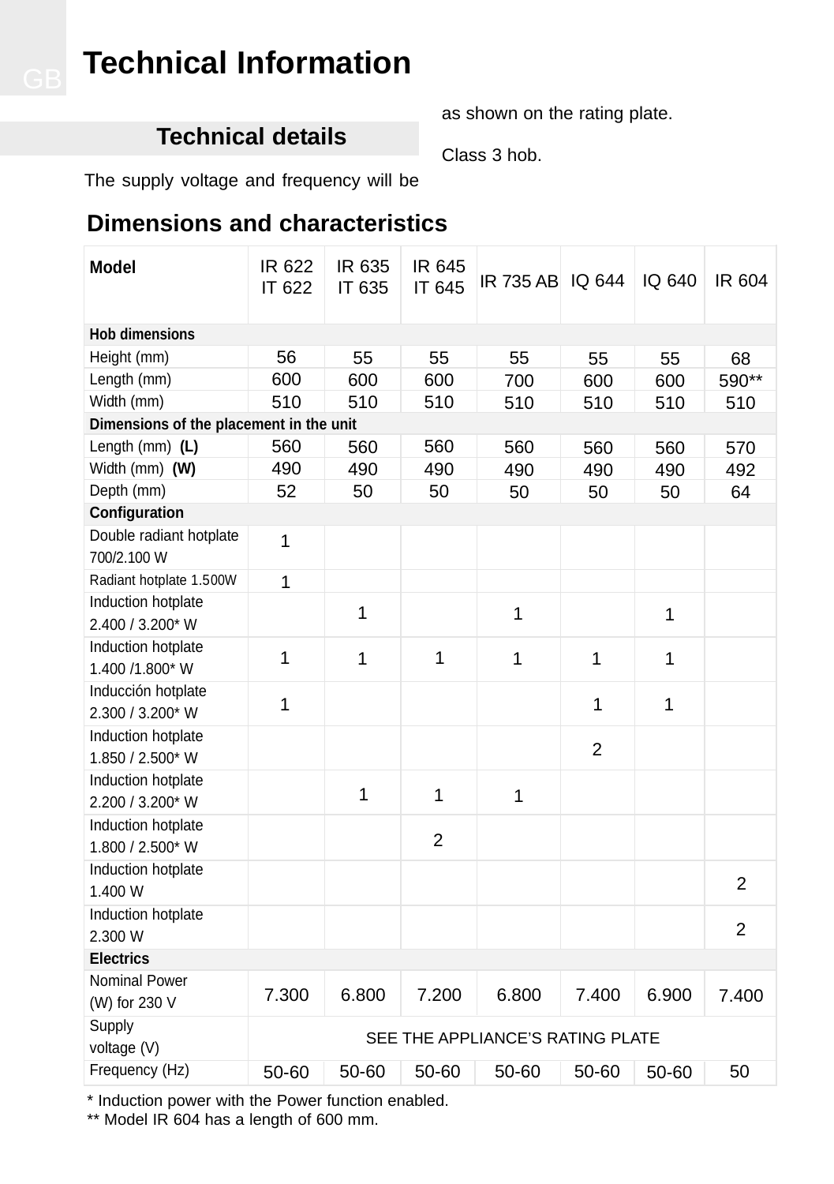# Technical Information

## Technical details

The supply voltage and frequency will be as shown on the rating plate.

Class 3 hob.

## Dimensions and characteristics

| Model | IR 622 IT 622 | IR 635 IT 635 | IR 645 IT 645 | IR 735 AB | IQ 644 | IQ 640 | IR 604 |
|---|---|---|---|---|---|---|---|
| **Hob dimensions** | | | | | | | |
| Height (mm) | 56 | 55 | 55 | 55 | 55 | 55 | 68 |
| Length (mm) | 600 | 600 | 600 | 700 | 600 | 600 | 590** |
| Width (mm) | 510 | 510 | 510 | 510 | 510 | 510 | 510 |
| **Dimensions of the placement in the unit** | | | | | | | |
| Length (mm) **(L)** | 560 | 560 | 560 | 560 | 560 | 560 | 570 |
| Width (mm) **(W)** | 490 | 490 | 490 | 490 | 490 | 490 | 492 |
| Depth (mm) | 52 | 50 | 50 | 50 | 50 | 50 | 64 |
| **Configuration** | | | | | | | |
| Double radiant hotplate 700/2.100 W | 1 | | | | | | |
| Radiant hotplate 1.500W | 1 | | | | | | |
| Induction hotplate 2.400 / 3.200* W | | 1 | | 1 | | 1 | |
| Induction hotplate 1.400 /1.800* W | 1 | 1 | 1 | 1 | 1 | 1 | |
| Inducción hotplate 2.300 / 3.200* W | 1 | | | | 1 | 1 | |
| Induction hotplate 1.850 / 2.500* W | | | | | 2 | | |
| Induction hotplate 2.200 / 3.200* W | | 1 | 1 | 1 | | | |
| Induction hotplate 1.800 / 2.500* W | | | 2 | | | | |
| Induction hotplate 1.400 W | | | | | | | 2 |
| Induction hotplate 2.300 W | | | | | | | 2 |
| **Electrics** | | | | | | | |
| Nominal Power (W) for 230 V | 7.300 | 6.800 | 7.200 | 6.800 | 7.400 | 6.900 | 7.400 |
| Supply voltage (V) | SEE THE APPLIANCE'S RATING PLATE | | | | | | |
| Frequency (Hz) | 50-60 | 50-60 | 50-60 | 50-60 | 50-60 | 50-60 | 50 |

\* Induction power with the Power function enabled.
** Model IR 604 has a length of 600 mm.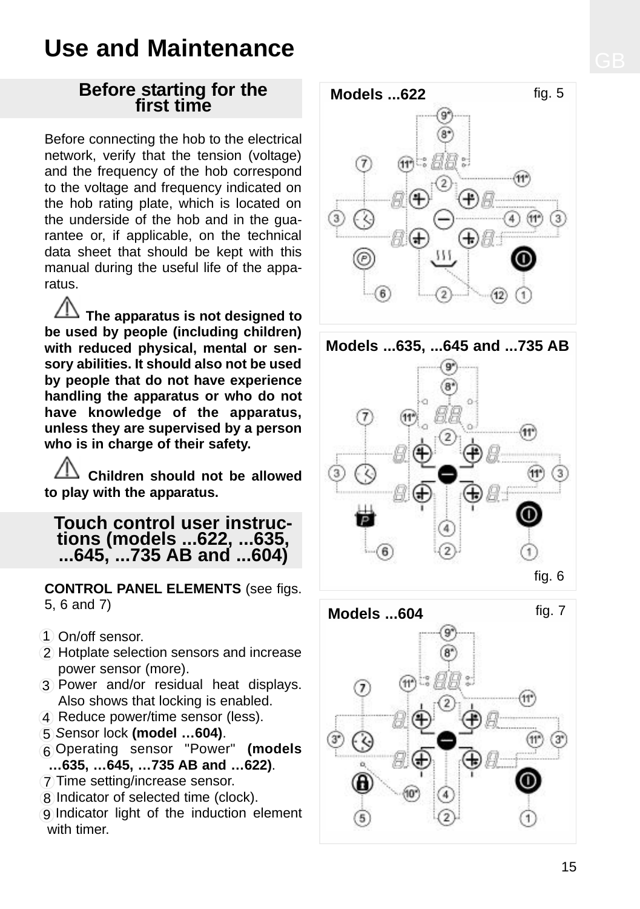# Use and Maintenance

## Before starting for the first time

Before connecting the hob to the electrical network, verify that the tension (voltage) and the frequency of the hob correspond to the voltage and frequency indicated on the hob rating plate, which is located on the underside of the hob and in the guarantee or, if applicable, on the technical data sheet that should be kept with this manual during the useful life of the apparatus.

⚠ **The apparatus is not designed to be used by people (including children) with reduced physical, mental or sensory abilities. It should also not be used by people that do not have experience handling the apparatus or who do not have knowledge of the apparatus, unless they are supervised by a person who is in charge of their safety.**

⚠ **Children should not be allowed to play with the apparatus.**

## Touch control user instructions (models ...622, ...635, ...645, ...735 AB and ...604)

**CONTROL PANEL ELEMENTS** (see figs. 5, 6 and 7)

1. On/off sensor.
2. Hotplate selection sensors and increase power sensor (more).
3. Power and/or residual heat displays. Also shows that locking is enabled.
4. Reduce power/time sensor (less).
5. Sensor lock **(model …604)**.
6. Operating sensor "Power" **(models …635, …645, …735 AB and …622)**.
7. Time setting/increase sensor.
8. Indicator of selected time (clock).
9. Indicator light of the induction element with timer.

**Models ...622** fig. 5

**Models ...635, ...645 and ...735 AB** fig. 6

**Models ...604** fig. 7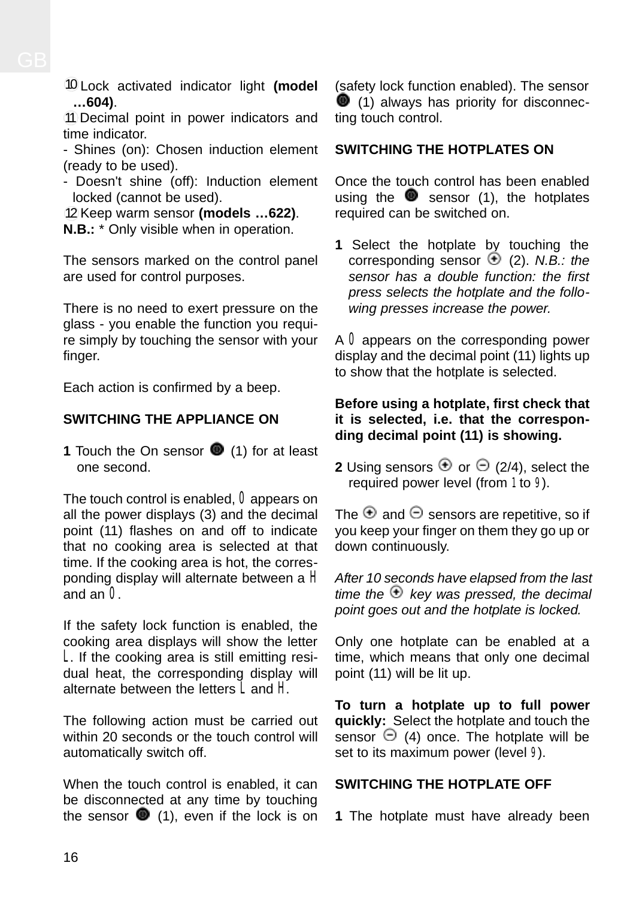⑩ Lock activated indicator light **(model …604)**.

⑪ Decimal point in power indicators and time indicator.

- Shines (on): Chosen induction element (ready to be used).
- Doesn't shine (off): Induction element locked (cannot be used).

⑫ Keep warm sensor **(models …622)**.

**N.B.:** * Only visible when in operation.

The sensors marked on the control panel are used for control purposes.

There is no need to exert pressure on the glass - you enable the function you require simply by touching the sensor with your finger.

Each action is confirmed by a beep.

## SWITCHING THE APPLIANCE ON

**1** Touch the On sensor (1) for at least one second.

The touch control is enabled, 0 appears on all the power displays (3) and the decimal point (11) flashes on and off to indicate that no cooking area is selected at that time. If the cooking area is hot, the corresponding display will alternate between a H and an 0.

If the safety lock function is enabled, the cooking area displays will show the letter L. If the cooking area is still emitting residual heat, the corresponding display will alternate between the letters L and H.

The following action must be carried out within 20 seconds or the touch control will automatically switch off.

When the touch control is enabled, it can be disconnected at any time by touching the sensor (1), even if the lock is on (safety lock function enabled). The sensor (1) always has priority for disconnecting touch control.

## SWITCHING THE HOTPLATES ON

Once the touch control has been enabled using the sensor (1), the hotplates required can be switched on.

**1** Select the hotplate by touching the corresponding sensor ⊕ (2). *N.B.: the sensor has a double function: the first press selects the hotplate and the following presses increase the power.*

A 0 appears on the corresponding power display and the decimal point (11) lights up to show that the hotplate is selected.

**Before using a hotplate, first check that it is selected, i.e. that the corresponding decimal point (11) is showing.**

**2** Using sensors ⊕ or ⊖ (2/4), select the required power level (from 1 to 9).

The ⊕ and ⊖ sensors are repetitive, so if you keep your finger on them they go up or down continuously.

*After 10 seconds have elapsed from the last time the ⊕ key was pressed, the decimal point goes out and the hotplate is locked.*

Only one hotplate can be enabled at a time, which means that only one decimal point (11) will be lit up.

**To turn a hotplate up to full power quickly:** Select the hotplate and touch the sensor ⊖ (4) once. The hotplate will be set to its maximum power (level 9).

## SWITCHING THE HOTPLATE OFF

**1** The hotplate must have already been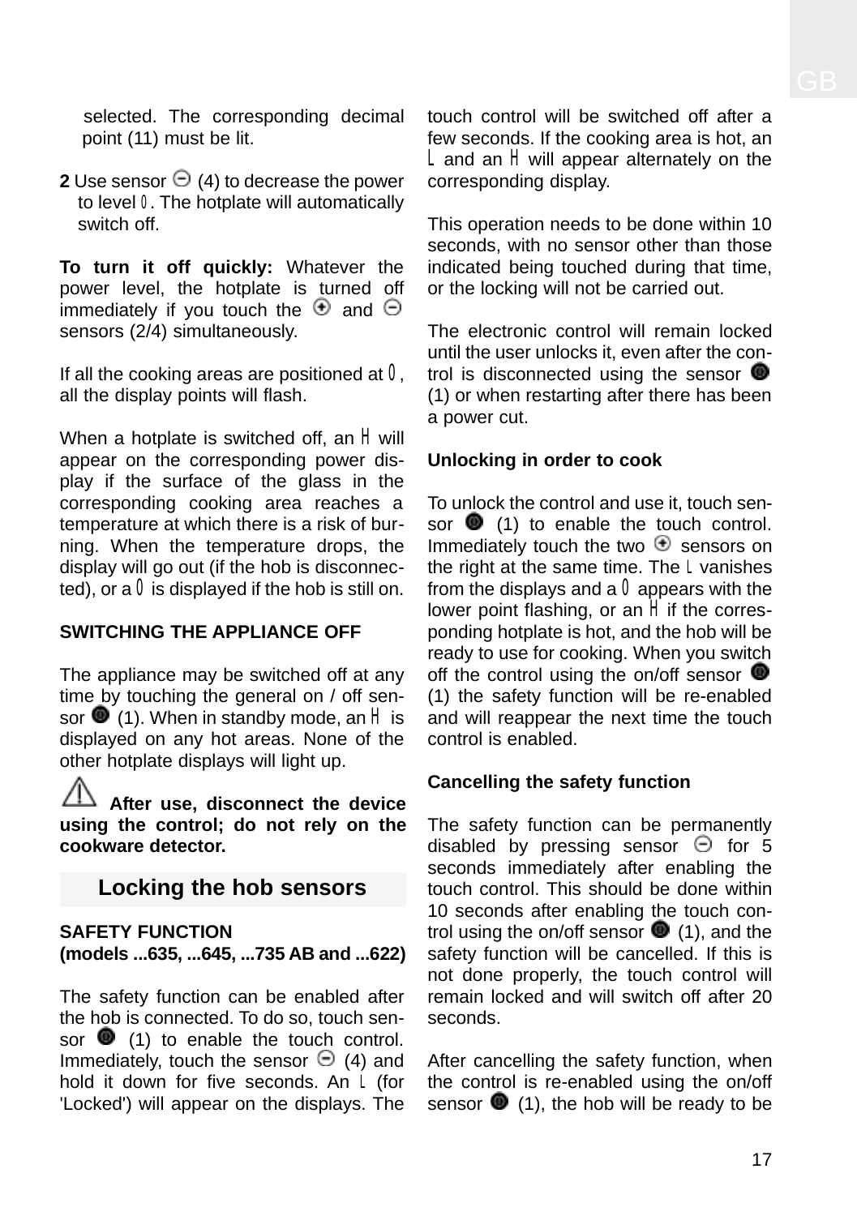selected. The corresponding decimal point (11) must be lit.

**2** Use sensor ⊖ (4) to decrease the power to level 0. The hotplate will automatically switch off.

**To turn it off quickly:** Whatever the power level, the hotplate is turned off immediately if you touch the ⊕ and ⊖ sensors (2/4) simultaneously.

If all the cooking areas are positioned at 0, all the display points will flash.

When a hotplate is switched off, an H will appear on the corresponding power display if the surface of the glass in the corresponding cooking area reaches a temperature at which there is a risk of burning. When the temperature drops, the display will go out (if the hob is disconnected), or a 0 is displayed if the hob is still on.

**SWITCHING THE APPLIANCE OFF**

The appliance may be switched off at any time by touching the general on / off sensor ● (1). When in standby mode, an H is displayed on any hot areas. None of the other hotplate displays will light up.

⚠ **After use, disconnect the device using the control; do not rely on the cookware detector.**

## Locking the hob sensors

**SAFETY FUNCTION**
**(models ...635, ...645, ...735 AB and ...622)**

The safety function can be enabled after the hob is connected. To do so, touch sensor ● (1) to enable the touch control. Immediately, touch the sensor ⊖ (4) and hold it down for five seconds. An L (for 'Locked') will appear on the displays. The touch control will be switched off after a few seconds. If the cooking area is hot, an L and an H will appear alternately on the corresponding display.

This operation needs to be done within 10 seconds, with no sensor other than those indicated being touched during that time, or the locking will not be carried out.

The electronic control will remain locked until the user unlocks it, even after the control is disconnected using the sensor ● (1) or when restarting after there has been a power cut.

**Unlocking in order to cook**

To unlock the control and use it, touch sensor ● (1) to enable the touch control. Immediately touch the two ⊕ sensors on the right at the same time. The L vanishes from the displays and a 0 appears with the lower point flashing, or an H if the corresponding hotplate is hot, and the hob will be ready to use for cooking. When you switch off the control using the on/off sensor ● (1) the safety function will be re-enabled and will reappear the next time the touch control is enabled.

**Cancelling the safety function**

The safety function can be permanently disabled by pressing sensor ⊖ for 5 seconds immediately after enabling the touch control. This should be done within 10 seconds after enabling the touch control using the on/off sensor ● (1), and the safety function will be cancelled. If this is not done properly, the touch control will remain locked and will switch off after 20 seconds.

After cancelling the safety function, when the control is re-enabled using the on/off sensor ● (1), the hob will be ready to be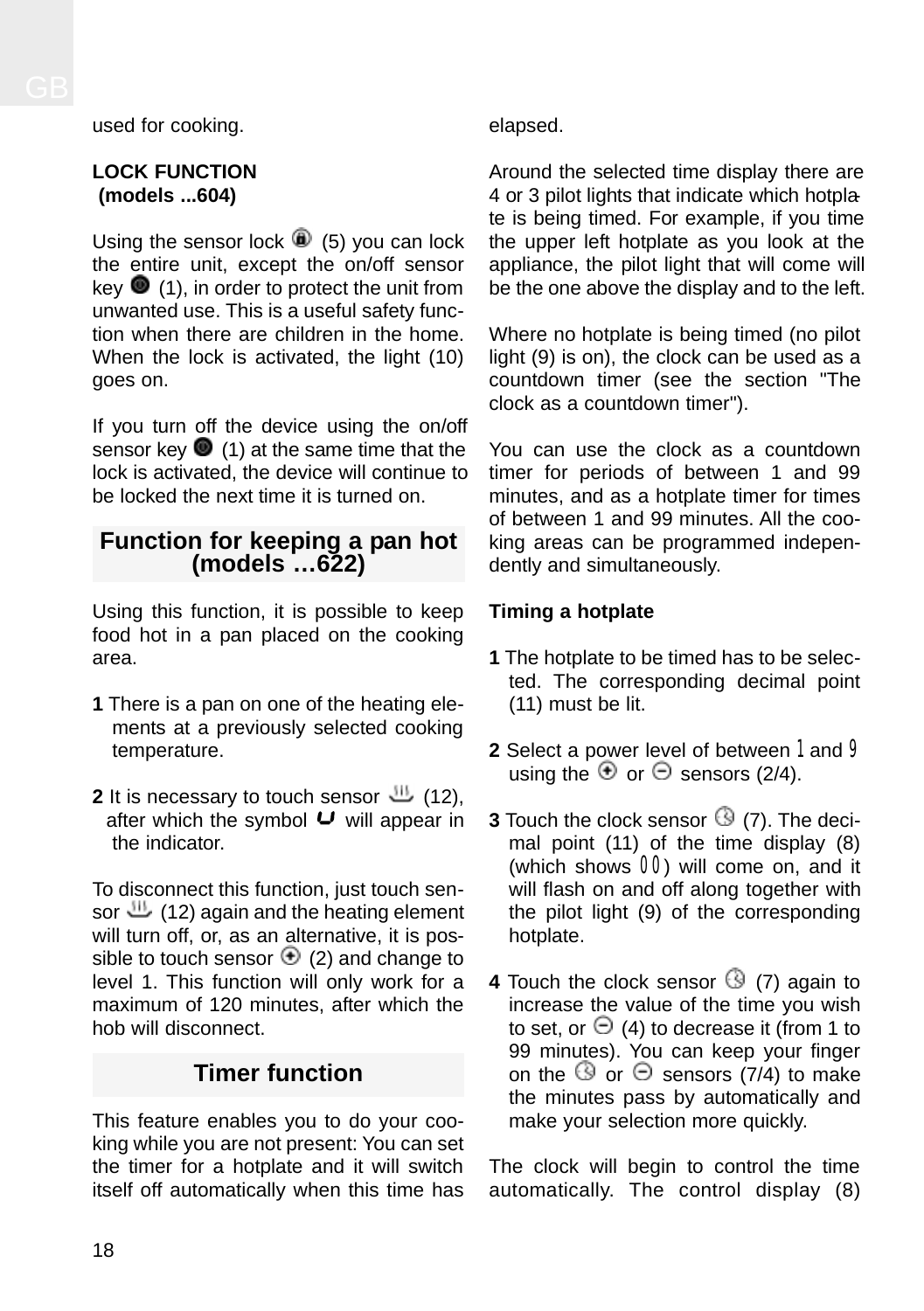used for cooking.

**LOCK FUNCTION**
**(models ...604)**

Using the sensor lock (5) you can lock the entire unit, except the on/off sensor key (1), in order to protect the unit from unwanted use. This is a useful safety function when there are children in the home. When the lock is activated, the light (10) goes on.

If you turn off the device using the on/off sensor key (1) at the same time that the lock is activated, the device will continue to be locked the next time it is turned on.

## Function for keeping a pan hot (models …622)

Using this function, it is possible to keep food hot in a pan placed on the cooking area.

**1** There is a pan on one of the heating elements at a previously selected cooking temperature.

**2** It is necessary to touch sensor (12), after which the symbol ᑌ will appear in the indicator.

To disconnect this function, just touch sensor (12) again and the heating element will turn off, or, as an alternative, it is possible to touch sensor (2) and change to level 1. This function will only work for a maximum of 120 minutes, after which the hob will disconnect.

## Timer function

This feature enables you to do your cooking while you are not present: You can set the timer for a hotplate and it will switch itself off automatically when this time has elapsed.

Around the selected time display there are 4 or 3 pilot lights that indicate which hotplate is being timed. For example, if you time the upper left hotplate as you look at the appliance, the pilot light that will come will be the one above the display and to the left.

Where no hotplate is being timed (no pilot light (9) is on), the clock can be used as a countdown timer (see the section "The clock as a countdown timer").

You can use the clock as a countdown timer for periods of between 1 and 99 minutes, and as a hotplate timer for times of between 1 and 99 minutes. All the cooking areas can be programmed independently and simultaneously.

**Timing a hotplate**

**1** The hotplate to be timed has to be selected. The corresponding decimal point (11) must be lit.

**2** Select a power level of between 1 and 9 using the or sensors (2/4).

**3** Touch the clock sensor (7). The decimal point (11) of the time display (8) (which shows 00) will come on, and it will flash on and off along together with the pilot light (9) of the corresponding hotplate.

**4** Touch the clock sensor (7) again to increase the value of the time you wish to set, or (4) to decrease it (from 1 to 99 minutes). You can keep your finger on the or sensors (7/4) to make the minutes pass by automatically and make your selection more quickly.

The clock will begin to control the time automatically. The control display (8)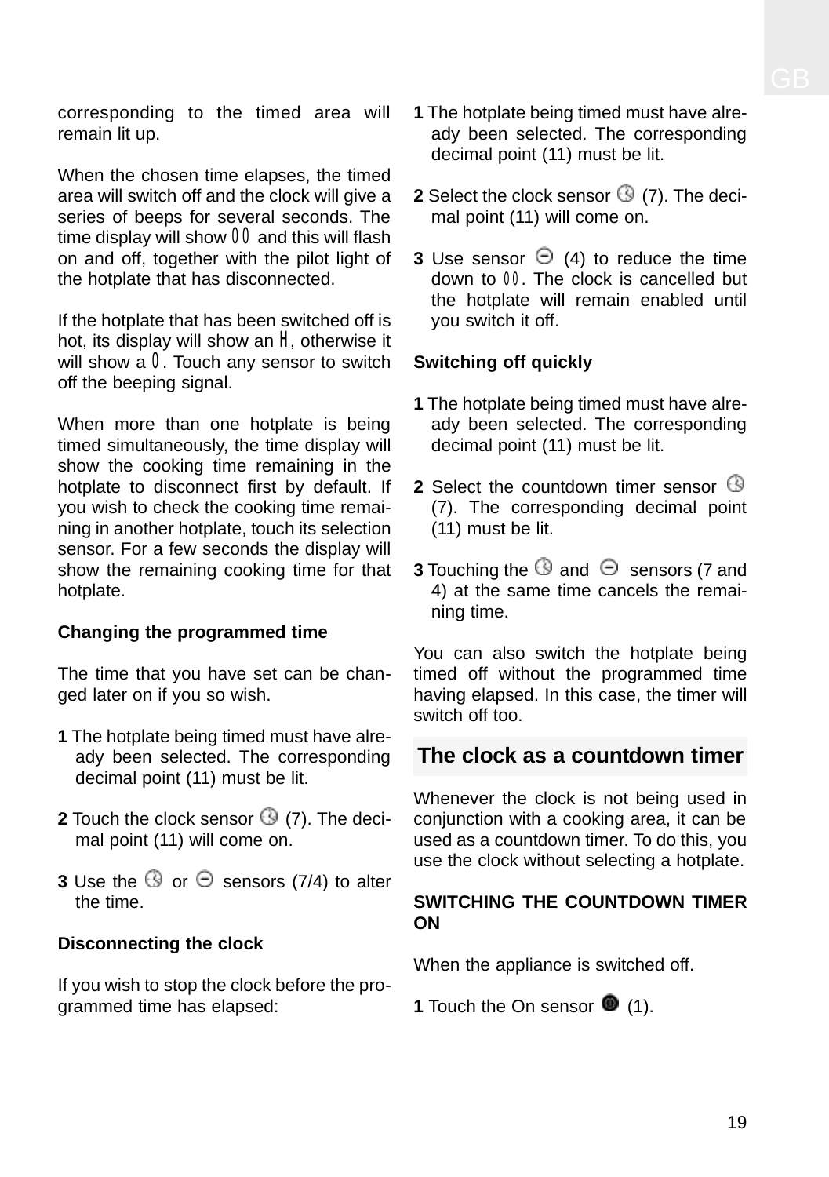corresponding to the timed area will remain lit up.

When the chosen time elapses, the timed area will switch off and the clock will give a series of beeps for several seconds. The time display will show 00 and this will flash on and off, together with the pilot light of the hotplate that has disconnected.

If the hotplate that has been switched off is hot, its display will show an H, otherwise it will show a 0. Touch any sensor to switch off the beeping signal.

When more than one hotplate is being timed simultaneously, the time display will show the cooking time remaining in the hotplate to disconnect first by default. If you wish to check the cooking time remaining in another hotplate, touch its selection sensor. For a few seconds the display will show the remaining cooking time for that hotplate.

**Changing the programmed time**

The time that you have set can be changed later on if you so wish.

**1** The hotplate being timed must have already been selected. The corresponding decimal point (11) must be lit.

**2** Touch the clock sensor (7). The decimal point (11) will come on.

**3** Use the or sensors (7/4) to alter the time.

**Disconnecting the clock**

If you wish to stop the clock before the programmed time has elapsed:

**1** The hotplate being timed must have already been selected. The corresponding decimal point (11) must be lit.

**2** Select the clock sensor (7). The decimal point (11) will come on.

**3** Use sensor (4) to reduce the time down to 00. The clock is cancelled but the hotplate will remain enabled until you switch it off.

**Switching off quickly**

**1** The hotplate being timed must have already been selected. The corresponding decimal point (11) must be lit.

**2** Select the countdown timer sensor (7). The corresponding decimal point (11) must be lit.

**3** Touching the and sensors (7 and 4) at the same time cancels the remaining time.

You can also switch the hotplate being timed off without the programmed time having elapsed. In this case, the timer will switch off too.

## The clock as a countdown timer

Whenever the clock is not being used in conjunction with a cooking area, it can be used as a countdown timer. To do this, you use the clock without selecting a hotplate.

**SWITCHING THE COUNTDOWN TIMER ON**

When the appliance is switched off.

**1** Touch the On sensor (1).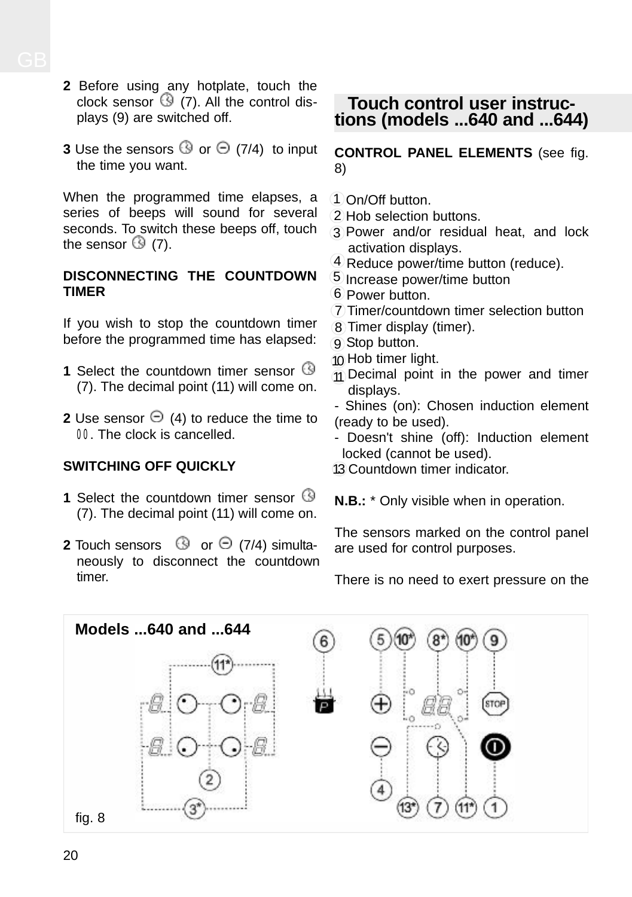**2** Before using any hotplate, touch the clock sensor (7). All the control displays (9) are switched off.

**3** Use the sensors or (7/4) to input the time you want.

When the programmed time elapses, a series of beeps will sound for several seconds. To switch these beeps off, touch the sensor (7).

**DISCONNECTING THE COUNTDOWN TIMER**

If you wish to stop the countdown timer before the programmed time has elapsed:

**1** Select the countdown timer sensor (7). The decimal point (11) will come on.

**2** Use sensor (4) to reduce the time to 00. The clock is cancelled.

**SWITCHING OFF QUICKLY**

**1** Select the countdown timer sensor (7). The decimal point (11) will come on.

**2** Touch sensors or (7/4) simultaneously to disconnect the countdown timer.

## Touch control user instructions (models ...640 and ...644)

**CONTROL PANEL ELEMENTS** (see fig. 8)

1. On/Off button.
2. Hob selection buttons.
3. Power and/or residual heat, and lock activation displays.
4. Reduce power/time button (reduce).
5. Increase power/time button
6. Power button.
7. Timer/countdown timer selection button
8. Timer display (timer).
9. Stop button.
10. Hob timer light.
11. Decimal point in the power and timer displays.

- Shines (on): Chosen induction element (ready to be used).
- Doesn't shine (off): Induction element locked (cannot be used).

13. Countdown timer indicator.

**N.B.:** * Only visible when in operation.

The sensors marked on the control panel are used for control purposes.

There is no need to exert pressure on the

Models ...640 and ...644

fig. 8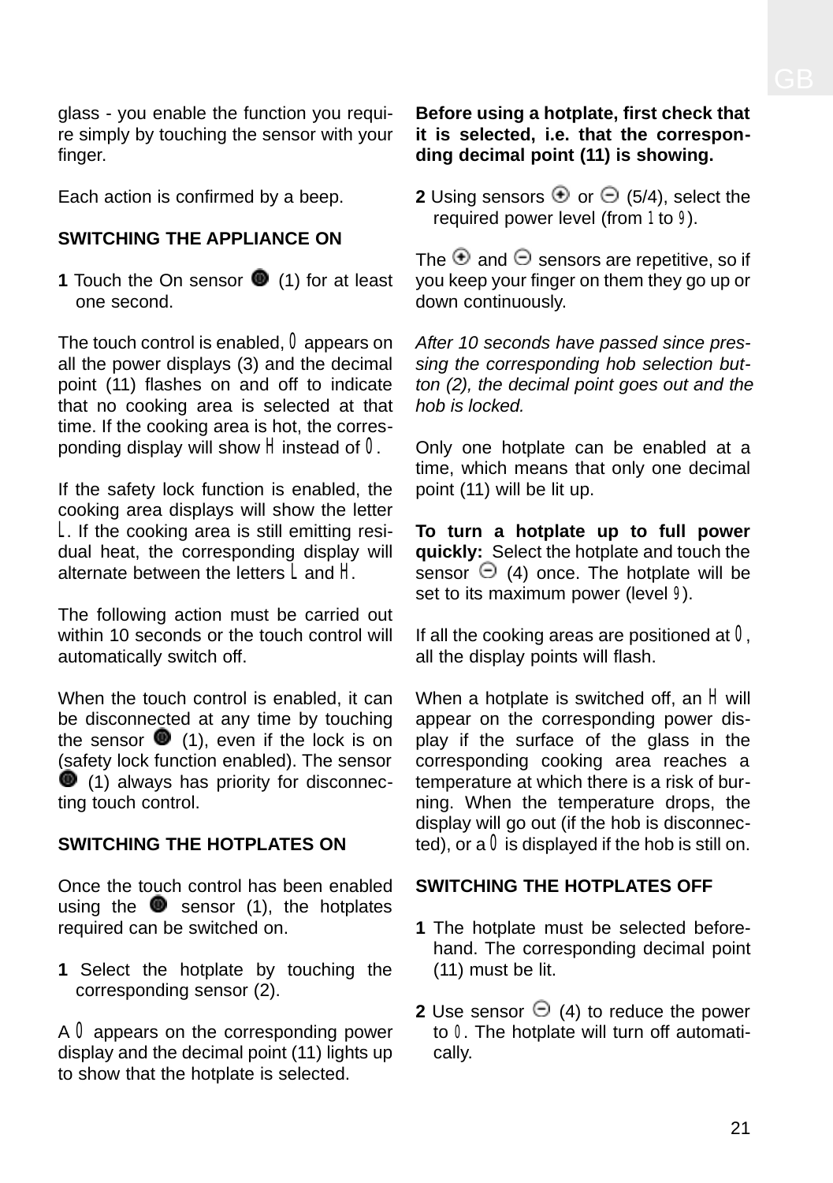glass - you enable the function you require simply by touching the sensor with your finger.

Each action is confirmed by a beep.

**SWITCHING THE APPLIANCE ON**

**1** Touch the On sensor (1) for at least one second.

The touch control is enabled, 0 appears on all the power displays (3) and the decimal point (11) flashes on and off to indicate that no cooking area is selected at that time. If the cooking area is hot, the corresponding display will show H instead of 0.

If the safety lock function is enabled, the cooking area displays will show the letter L. If the cooking area is still emitting residual heat, the corresponding display will alternate between the letters L and H.

The following action must be carried out within 10 seconds or the touch control will automatically switch off.

When the touch control is enabled, it can be disconnected at any time by touching the sensor (1), even if the lock is on (safety lock function enabled). The sensor (1) always has priority for disconnecting touch control.

**SWITCHING THE HOTPLATES ON**

Once the touch control has been enabled using the sensor (1), the hotplates required can be switched on.

**1** Select the hotplate by touching the corresponding sensor (2).

A 0 appears on the corresponding power display and the decimal point (11) lights up to show that the hotplate is selected.

**Before using a hotplate, first check that it is selected, i.e. that the corresponding decimal point (11) is showing.**

**2** Using sensors ⊕ or ⊖ (5/4), select the required power level (from 1 to 9).

The ⊕ and ⊖ sensors are repetitive, so if you keep your finger on them they go up or down continuously.

*After 10 seconds have passed since pressing the corresponding hob selection button (2), the decimal point goes out and the hob is locked.*

Only one hotplate can be enabled at a time, which means that only one decimal point (11) will be lit up.

**To turn a hotplate up to full power quickly:** Select the hotplate and touch the sensor ⊖ (4) once. The hotplate will be set to its maximum power (level 9).

If all the cooking areas are positioned at 0, all the display points will flash.

When a hotplate is switched off, an H will appear on the corresponding power display if the surface of the glass in the corresponding cooking area reaches a temperature at which there is a risk of burning. When the temperature drops, the display will go out (if the hob is disconnected), or a 0 is displayed if the hob is still on.

**SWITCHING THE HOTPLATES OFF**

**1** The hotplate must be selected beforehand. The corresponding decimal point (11) must be lit.

**2** Use sensor ⊖ (4) to reduce the power to 0. The hotplate will turn off automatically.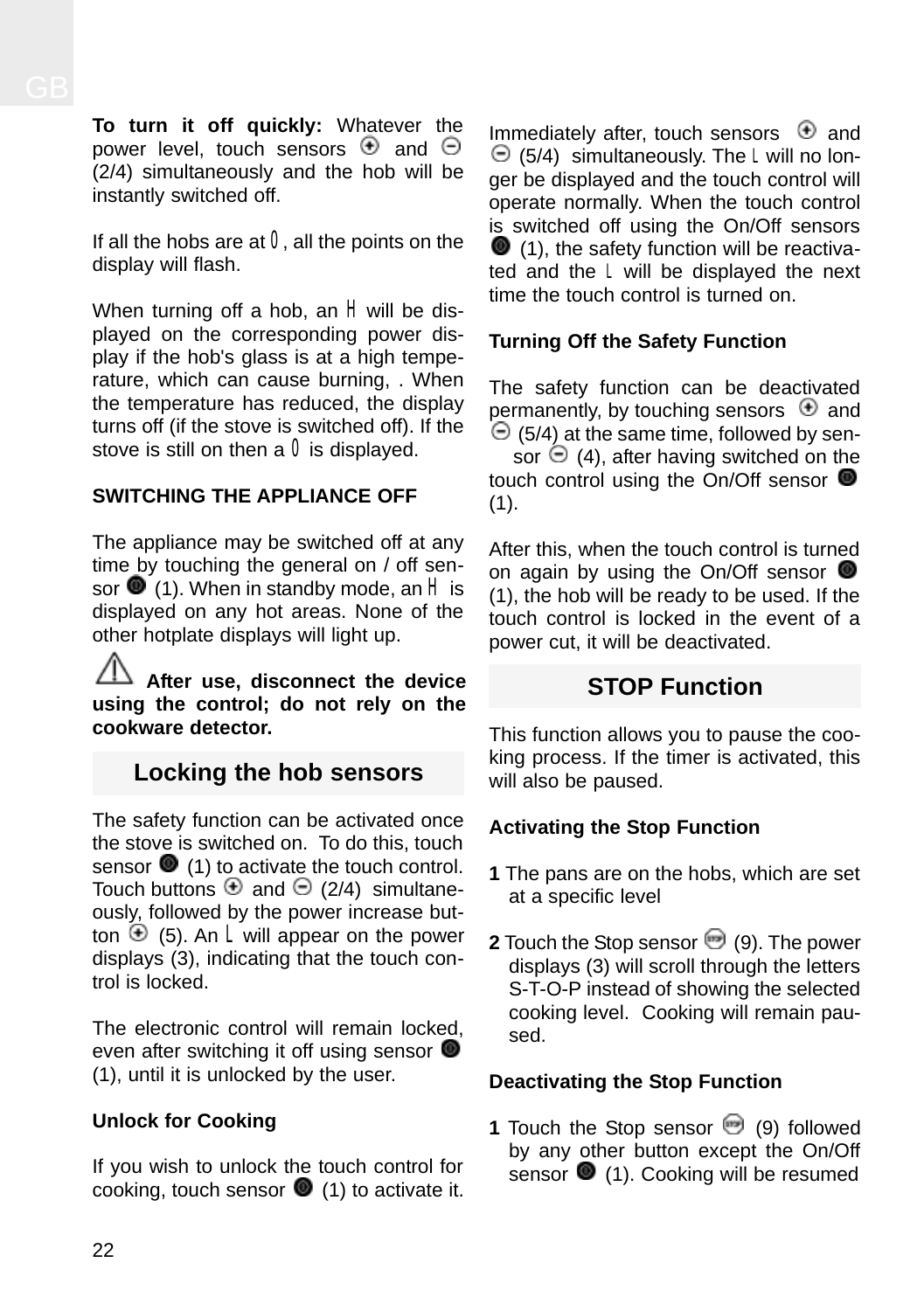**To turn it off quickly:** Whatever the power level, touch sensors ⊕ and ⊖ (2/4) simultaneously and the hob will be instantly switched off.

If all the hobs are at 0, all the points on the display will flash.

When turning off a hob, an H will be displayed on the corresponding power display if the hob's glass is at a high temperature, which can cause burning, . When the temperature has reduced, the display turns off (if the stove is switched off). If the stove is still on then a 0 is displayed.

**SWITCHING THE APPLIANCE OFF**

The appliance may be switched off at any time by touching the general on / off sensor ● (1). When in standby mode, an H is displayed on any hot areas. None of the other hotplate displays will light up.

⚠ **After use, disconnect the device using the control; do not rely on the cookware detector.**

## Locking the hob sensors

The safety function can be activated once the stove is switched on. To do this, touch sensor ● (1) to activate the touch control. Touch buttons ⊕ and ⊖ (2/4) simultaneously, followed by the power increase button ⊕ (5). An L will appear on the power displays (3), indicating that the touch control is locked.

The electronic control will remain locked, even after switching it off using sensor ● (1), until it is unlocked by the user.

**Unlock for Cooking**

If you wish to unlock the touch control for cooking, touch sensor ● (1) to activate it. Immediately after, touch sensors ⊕ and ⊖ (5/4) simultaneously. The L will no longer be displayed and the touch control will operate normally. When the touch control is switched off using the On/Off sensors ● (1), the safety function will be reactivated and the L will be displayed the next time the touch control is turned on.

**Turning Off the Safety Function**

The safety function can be deactivated permanently, by touching sensors ⊕ and ⊖ (5/4) at the same time, followed by sensor ⊖ (4), after having switched on the touch control using the On/Off sensor ● (1).

After this, when the touch control is turned on again by using the On/Off sensor ● (1), the hob will be ready to be used. If the touch control is locked in the event of a power cut, it will be deactivated.

## STOP Function

This function allows you to pause the cooking process. If the timer is activated, this will also be paused.

**Activating the Stop Function**

**1** The pans are on the hobs, which are set at a specific level

**2** Touch the Stop sensor (9). The power displays (3) will scroll through the letters S-T-O-P instead of showing the selected cooking level. Cooking will remain paused.

**Deactivating the Stop Function**

**1** Touch the Stop sensor (9) followed by any other button except the On/Off sensor ● (1). Cooking will be resumed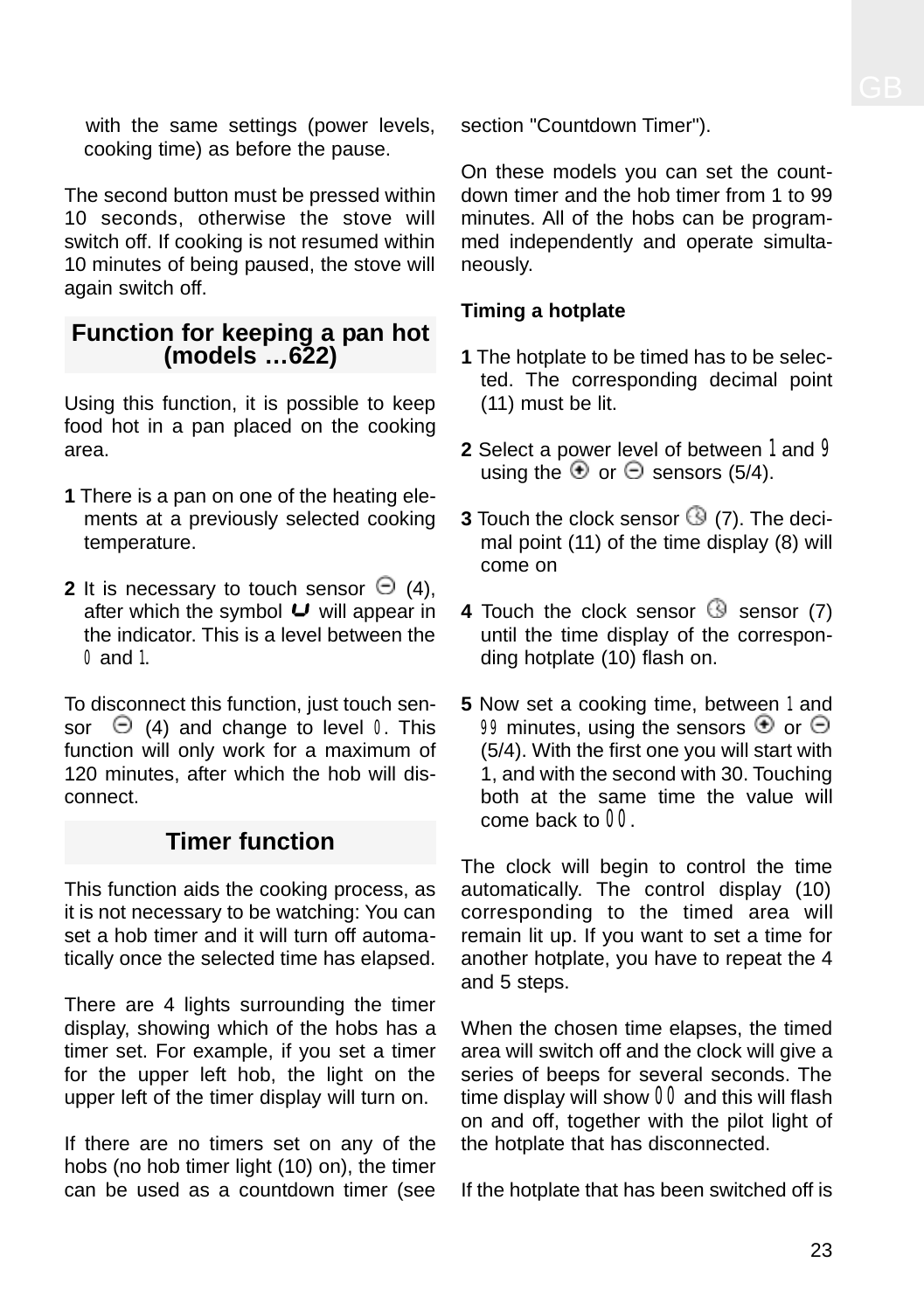with the same settings (power levels, cooking time) as before the pause.

The second button must be pressed within 10 seconds, otherwise the stove will switch off. If cooking is not resumed within 10 minutes of being paused, the stove will again switch off.

## Function for keeping a pan hot (models …622)

Using this function, it is possible to keep food hot in a pan placed on the cooking area.

**1** There is a pan on one of the heating elements at a previously selected cooking temperature.

**2** It is necessary to touch sensor ⊖ (4), after which the symbol ᑌ will appear in the indicator. This is a level between the 0 and 1.

To disconnect this function, just touch sensor ⊖ (4) and change to level 0. This function will only work for a maximum of 120 minutes, after which the hob will disconnect.

## Timer function

This function aids the cooking process, as it is not necessary to be watching: You can set a hob timer and it will turn off automatically once the selected time has elapsed.

There are 4 lights surrounding the timer display, showing which of the hobs has a timer set. For example, if you set a timer for the upper left hob, the light on the upper left of the timer display will turn on.

If there are no timers set on any of the hobs (no hob timer light (10) on), the timer can be used as a countdown timer (see section "Countdown Timer").

On these models you can set the countdown timer and the hob timer from 1 to 99 minutes. All of the hobs can be programmed independently and operate simultaneously.

**Timing a hotplate**

**1** The hotplate to be timed has to be selected. The corresponding decimal point (11) must be lit.

**2** Select a power level of between 1 and 9 using the ⊕ or ⊖ sensors (5/4).

**3** Touch the clock sensor (7). The decimal point (11) of the time display (8) will come on

**4** Touch the clock sensor sensor (7) until the time display of the corresponding hotplate (10) flash on.

**5** Now set a cooking time, between 1 and 99 minutes, using the sensors ⊕ or ⊖ (5/4). With the first one you will start with 1, and with the second with 30. Touching both at the same time the value will come back to 00.

The clock will begin to control the time automatically. The control display (10) corresponding to the timed area will remain lit up. If you want to set a time for another hotplate, you have to repeat the 4 and 5 steps.

When the chosen time elapses, the timed area will switch off and the clock will give a series of beeps for several seconds. The time display will show 00 and this will flash on and off, together with the pilot light of the hotplate that has disconnected.

If the hotplate that has been switched off is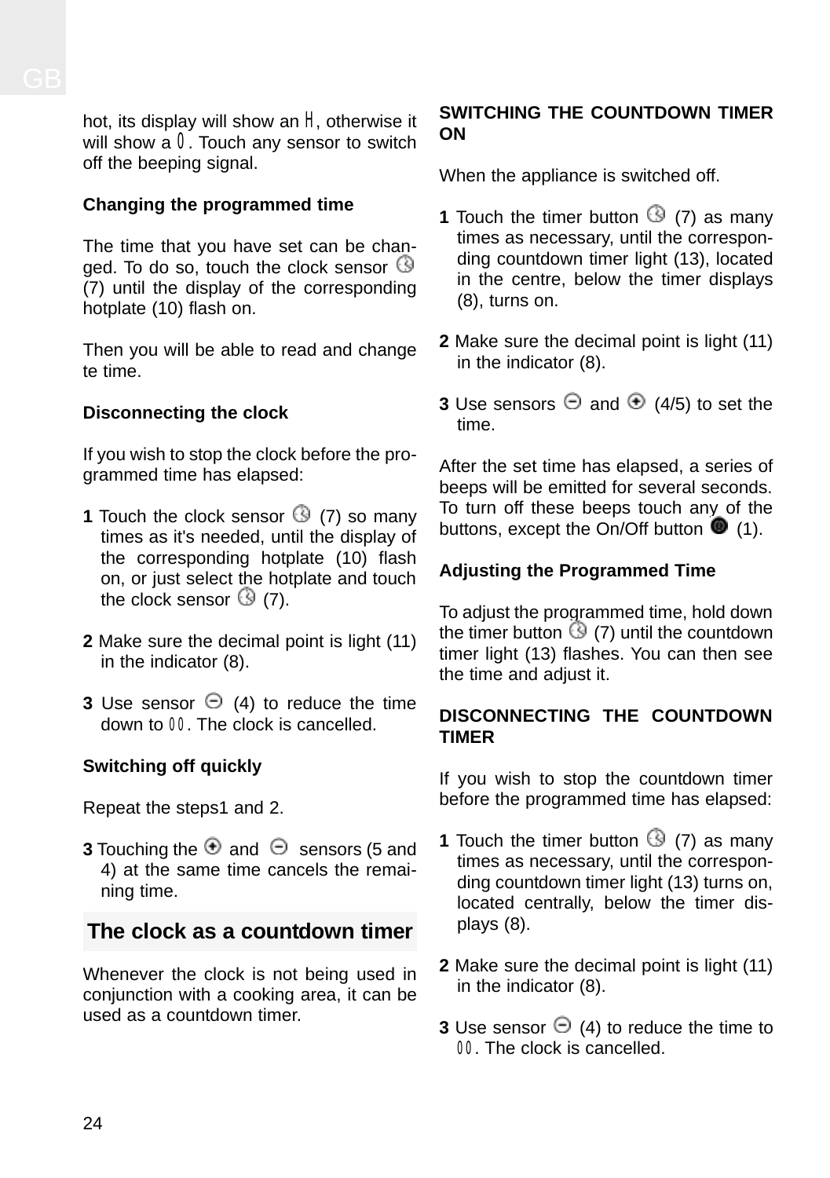hot, its display will show an H, otherwise it will show a 0. Touch any sensor to switch off the beeping signal.

**Changing the programmed time**

The time that you have set can be changed. To do so, touch the clock sensor (7) until the display of the corresponding hotplate (10) flash on.

Then you will be able to read and change te time.

**Disconnecting the clock**

If you wish to stop the clock before the programmed time has elapsed:

**1** Touch the clock sensor (7) so many times as it's needed, until the display of the corresponding hotplate (10) flash on, or just select the hotplate and touch the clock sensor (7).

**2** Make sure the decimal point is light (11) in the indicator (8).

**3** Use sensor (4) to reduce the time down to 00. The clock is cancelled.

**Switching off quickly**

Repeat the steps1 and 2.

**3** Touching the and sensors (5 and 4) at the same time cancels the remaining time.

## The clock as a countdown timer

Whenever the clock is not being used in conjunction with a cooking area, it can be used as a countdown timer.

**SWITCHING THE COUNTDOWN TIMER ON**

When the appliance is switched off.

**1** Touch the timer button (7) as many times as necessary, until the corresponding countdown timer light (13), located in the centre, below the timer displays (8), turns on.

**2** Make sure the decimal point is light (11) in the indicator (8).

**3** Use sensors and (4/5) to set the time.

After the set time has elapsed, a series of beeps will be emitted for several seconds. To turn off these beeps touch any of the buttons, except the On/Off button (1).

**Adjusting the Programmed Time**

To adjust the programmed time, hold down the timer button (7) until the countdown timer light (13) flashes. You can then see the time and adjust it.

**DISCONNECTING THE COUNTDOWN TIMER**

If you wish to stop the countdown timer before the programmed time has elapsed:

**1** Touch the timer button (7) as many times as necessary, until the corresponding countdown timer light (13) turns on, located centrally, below the timer displays (8).

**2** Make sure the decimal point is light (11) in the indicator (8).

**3** Use sensor (4) to reduce the time to 00. The clock is cancelled.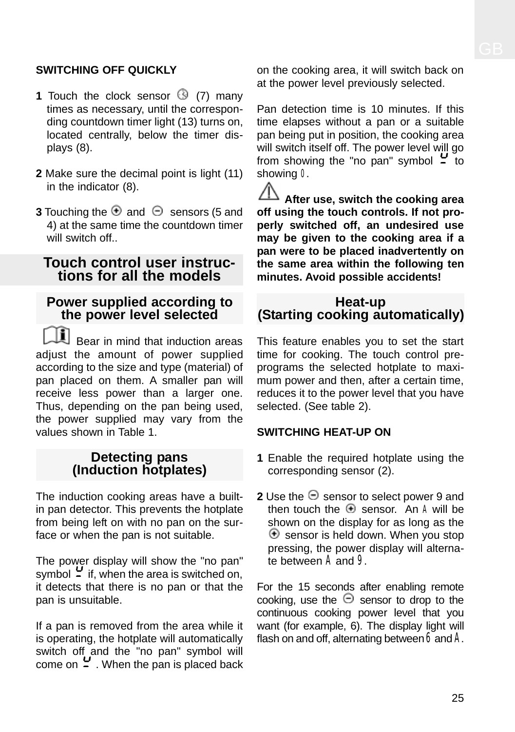**SWITCHING OFF QUICKLY**

**1** Touch the clock sensor (7) many times as necessary, until the correspon-ding countdown timer light (13) turns on, located centrally, below the timer dis-plays (8).

**2** Make sure the decimal point is light (11) in the indicator (8).

**3** Touching the ⊕ and ⊖ sensors (5 and 4) at the same time the countdown timer will switch off..

## Touch control user instructions for all the models

### Power supplied according to the power level selected

Bear in mind that induction areas adjust the amount of power supplied according to the size and type (material) of pan placed on them. A smaller pan will receive less power than a larger one. Thus, depending on the pan being used, the power supplied may vary from the values shown in Table 1.

### Detecting pans (Induction hotplates)

The induction cooking areas have a built-in pan detector. This prevents the hotplate from being left on with no pan on the surface or when the pan is not suitable.

The power display will show the "no pan" symbol if, when the area is switched on, it detects that there is no pan or that the pan is unsuitable.

If a pan is removed from the area while it is operating, the hotplate will automatically switch off and the "no pan" symbol will come on . When the pan is placed back on the cooking area, it will switch back on at the power level previously selected.

Pan detection time is 10 minutes. If this time elapses without a pan or a suitable pan being put in position, the cooking area will switch itself off. The power level will go from showing the "no pan" symbol to showing 0.

**After use, switch the cooking area off using the touch controls. If not properly switched off, an undesired use may be given to the cooking area if a pan were to be placed inadvertently on the same area within the following ten minutes. Avoid possible accidents!**

### Heat-up (Starting cooking automatically)

This feature enables you to set the start time for cooking. The touch control pre-programs the selected hotplate to maximum power and then, after a certain time, reduces it to the power level that you have selected. (See table 2).

**SWITCHING HEAT-UP ON**

**1** Enable the required hotplate using the corresponding sensor (2).

**2** Use the ⊖ sensor to select power 9 and then touch the ⊕ sensor. An A will be shown on the display for as long as the ⊕ sensor is held down. When you stop pressing, the power display will alternate between A and 9.

For the 15 seconds after enabling remote cooking, use the ⊖ sensor to drop to the continuous cooking power level that you want (for example, 6). The display light will flash on and off, alternating between 6 and A.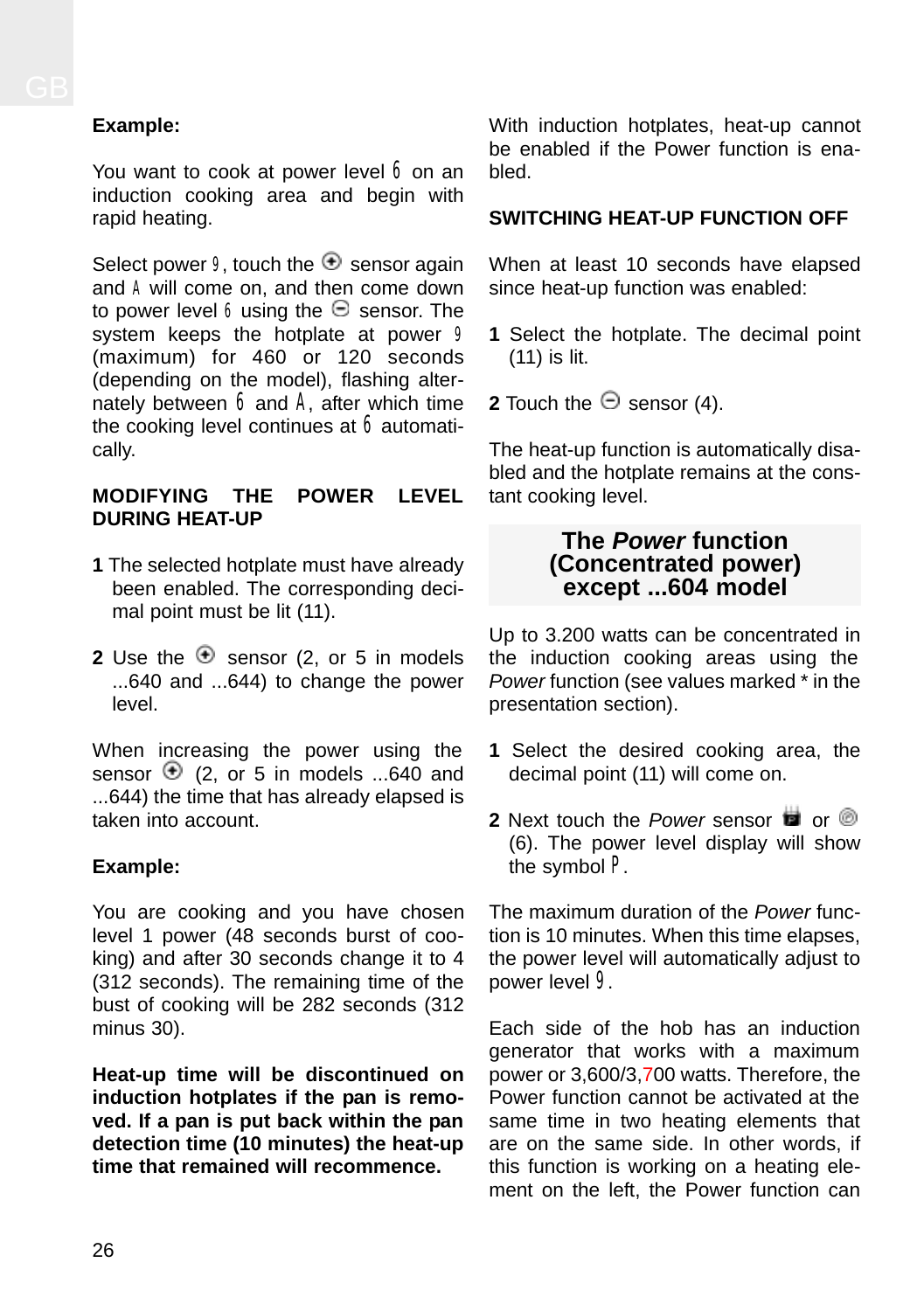**Example:**

You want to cook at power level 6 on an induction cooking area and begin with rapid heating.

Select power 9, touch the ⊕ sensor again and A will come on, and then come down to power level 6 using the ⊖ sensor. The system keeps the hotplate at power 9 (maximum) for 460 or 120 seconds (depending on the model), flashing alternately between 6 and A, after which time the cooking level continues at 6 automatically.

**MODIFYING THE POWER LEVEL DURING HEAT-UP**

**1** The selected hotplate must have already been enabled. The corresponding decimal point must be lit (11).

**2** Use the ⊕ sensor (2, or 5 in models ...640 and ...644) to change the power level.

When increasing the power using the sensor ⊕ (2, or 5 in models ...640 and ...644) the time that has already elapsed is taken into account.

**Example:**

You are cooking and you have chosen level 1 power (48 seconds burst of cooking) and after 30 seconds change it to 4 (312 seconds). The remaining time of the bust of cooking will be 282 seconds (312 minus 30).

**Heat-up time will be discontinued on induction hotplates if the pan is removed. If a pan is put back within the pan detection time (10 minutes) the heat-up time that remained will recommence.**

With induction hotplates, heat-up cannot be enabled if the Power function is enabled.

**SWITCHING HEAT-UP FUNCTION OFF**

When at least 10 seconds have elapsed since heat-up function was enabled:

**1** Select the hotplate. The decimal point (11) is lit.

**2** Touch the ⊖ sensor (4).

The heat-up function is automatically disabled and the hotplate remains at the constant cooking level.

## The *Power* function (Concentrated power) except ...604 model

Up to 3.200 watts can be concentrated in the induction cooking areas using the *Power* function (see values marked * in the presentation section).

**1** Select the desired cooking area, the decimal point (11) will come on.

**2** Next touch the *Power* sensor or (6). The power level display will show the symbol P.

The maximum duration of the *Power* function is 10 minutes. When this time elapses, the power level will automatically adjust to power level 9.

Each side of the hob has an induction generator that works with a maximum power or 3,600/3,700 watts. Therefore, the Power function cannot be activated at the same time in two heating elements that are on the same side. In other words, if this function is working on a heating element on the left, the Power function can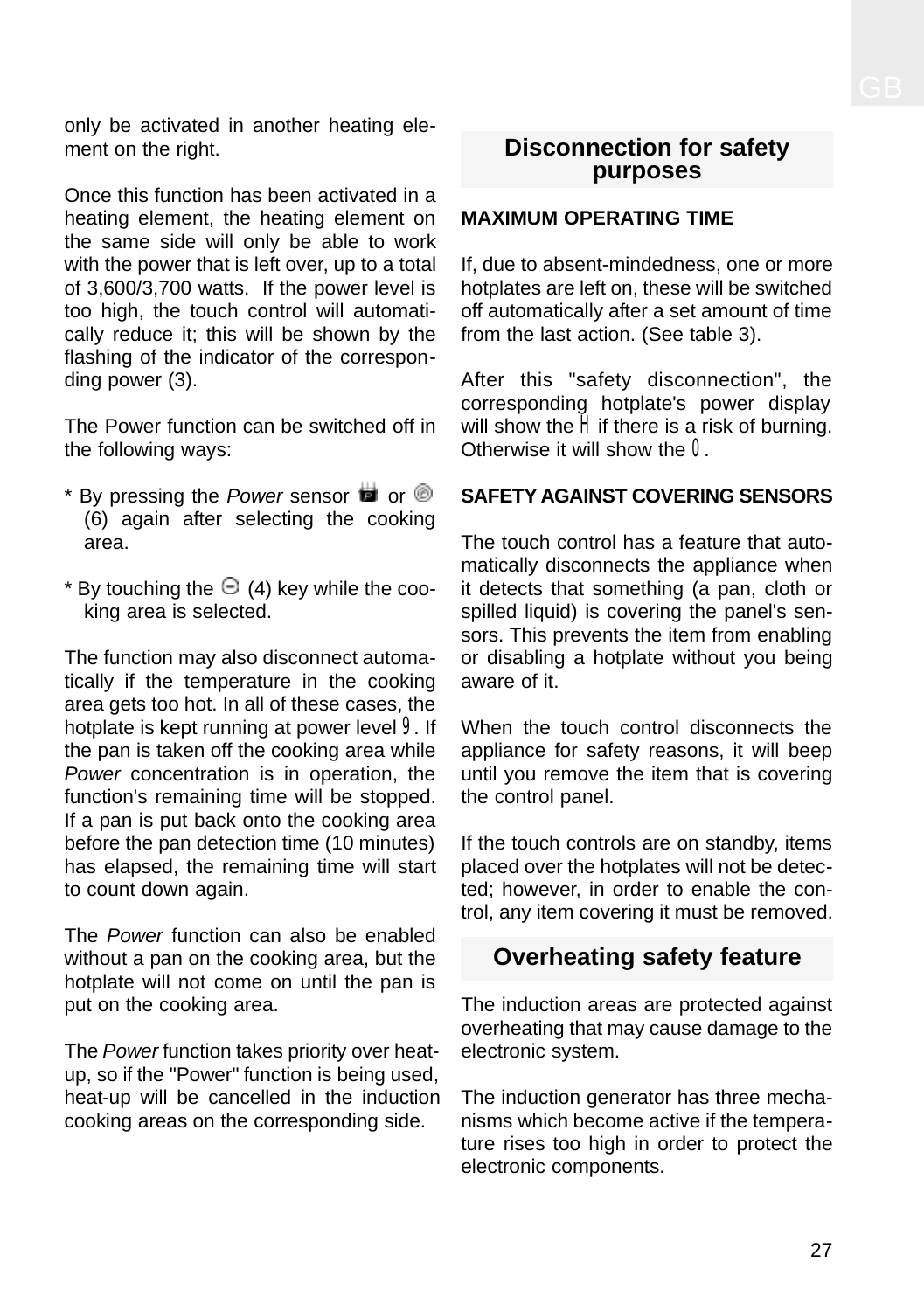only be activated in another heating element on the right.

Once this function has been activated in a heating element, the heating element on the same side will only be able to work with the power that is left over, up to a total of 3,600/3,700 watts. If the power level is too high, the touch control will automatically reduce it; this will be shown by the flashing of the indicator of the corresponding power (3).

The Power function can be switched off in the following ways:

* By pressing the *Power* sensor or (6) again after selecting the cooking area.

* By touching the (4) key while the cooking area is selected.

The function may also disconnect automatically if the temperature in the cooking area gets too hot. In all of these cases, the hotplate is kept running at power level 9. If the pan is taken off the cooking area while *Power* concentration is in operation, the function's remaining time will be stopped. If a pan is put back onto the cooking area before the pan detection time (10 minutes) has elapsed, the remaining time will start to count down again.

The *Power* function can also be enabled without a pan on the cooking area, but the hotplate will not come on until the pan is put on the cooking area.

The *Power* function takes priority over heat-up, so if the "Power" function is being used, heat-up will be cancelled in the induction cooking areas on the corresponding side.

## Disconnection for safety purposes

**MAXIMUM OPERATING TIME**

If, due to absent-mindedness, one or more hotplates are left on, these will be switched off automatically after a set amount of time from the last action. (See table 3).

After this "safety disconnection", the corresponding hotplate's power display will show the H if there is a risk of burning. Otherwise it will show the 0.

**SAFETY AGAINST COVERING SENSORS**

The touch control has a feature that automatically disconnects the appliance when it detects that something (a pan, cloth or spilled liquid) is covering the panel's sensors. This prevents the item from enabling or disabling a hotplate without you being aware of it.

When the touch control disconnects the appliance for safety reasons, it will beep until you remove the item that is covering the control panel.

If the touch controls are on standby, items placed over the hotplates will not be detected; however, in order to enable the control, any item covering it must be removed.

## Overheating safety feature

The induction areas are protected against overheating that may cause damage to the electronic system.

The induction generator has three mechanisms which become active if the temperature rises too high in order to protect the electronic components.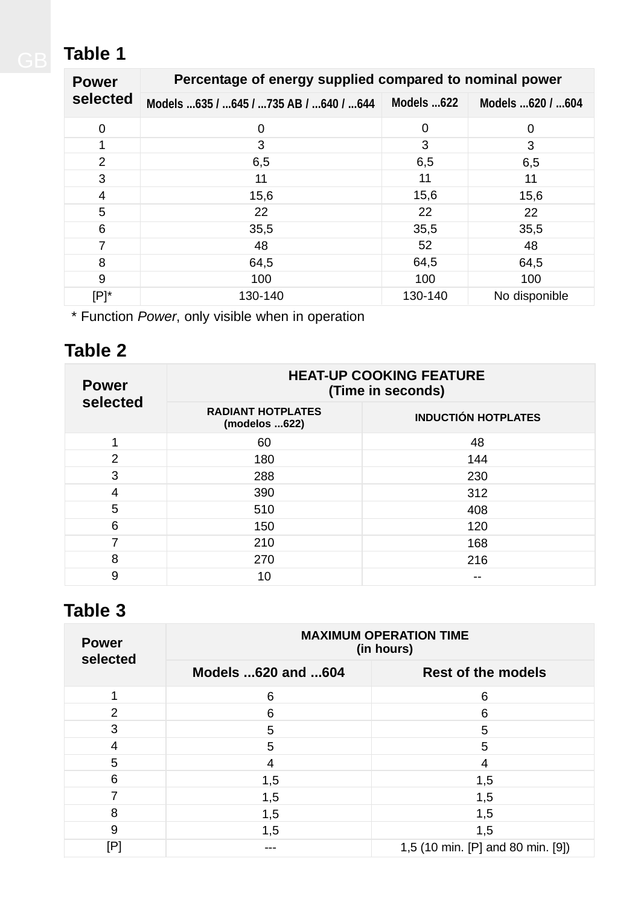## Table 1

| Power selected | Percentage of energy supplied compared to nominal power | | |
|---|---|---|---|
| | Models ...635 / ...645 / ...735 AB / ...640 / ...644 | Models ...622 | Models ...620 / ...604 |
| 0 | 0 | 0 | 0 |
| 1 | 3 | 3 | 3 |
| 2 | 6,5 | 6,5 | 6,5 |
| 3 | 11 | 11 | 11 |
| 4 | 15,6 | 15,6 | 15,6 |
| 5 | 22 | 22 | 22 |
| 6 | 35,5 | 35,5 | 35,5 |
| 7 | 48 | 52 | 48 |
| 8 | 64,5 | 64,5 | 64,5 |
| 9 | 100 | 100 | 100 |
| [P]* | 130-140 | 130-140 | No disponible |

\* Function *Power*, only visible when in operation

## Table 2

| Power selected | HEAT-UP COOKING FEATURE (Time in seconds) | |
|---|---|---|
| | RADIANT HOTPLATES (modelos ...622) | INDUCTIÓN HOTPLATES |
| 1 | 60 | 48 |
| 2 | 180 | 144 |
| 3 | 288 | 230 |
| 4 | 390 | 312 |
| 5 | 510 | 408 |
| 6 | 150 | 120 |
| 7 | 210 | 168 |
| 8 | 270 | 216 |
| 9 | 10 | -- |

## Table 3

| Power selected | MAXIMUM OPERATION TIME (in hours) | |
|---|---|---|
| | Models ...620 and ...604 | Rest of the models |
| 1 | 6 | 6 |
| 2 | 6 | 6 |
| 3 | 5 | 5 |
| 4 | 5 | 5 |
| 5 | 4 | 4 |
| 6 | 1,5 | 1,5 |
| 7 | 1,5 | 1,5 |
| 8 | 1,5 | 1,5 |
| 9 | 1,5 | 1,5 |
| [P] | --- | 1,5 (10 min. [P] and 80 min. [9]) |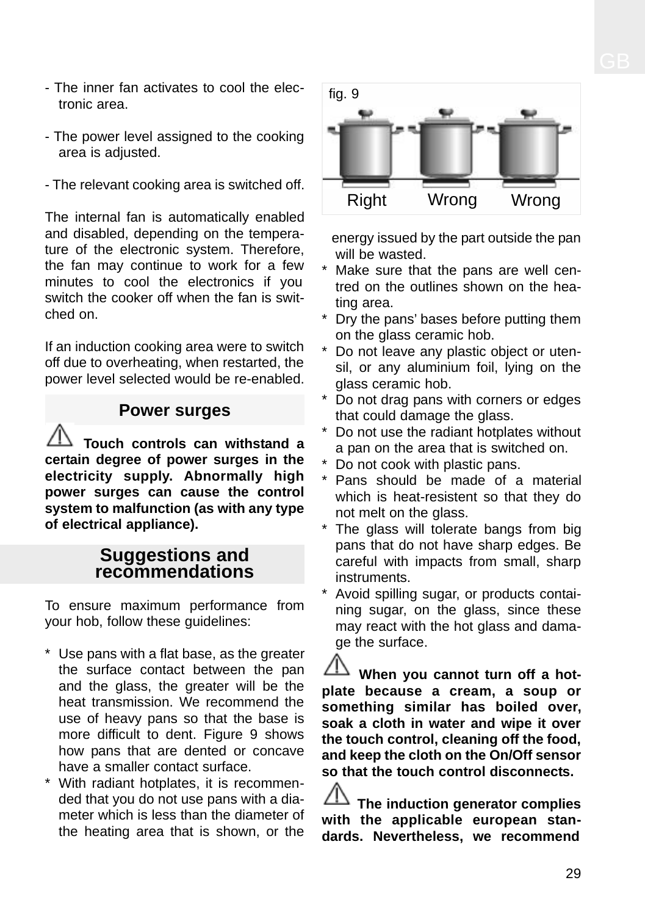- The inner fan activates to cool the electronic area.

- The power level assigned to the cooking area is adjusted.

- The relevant cooking area is switched off.

The internal fan is automatically enabled and disabled, depending on the temperature of the electronic system. Therefore, the fan may continue to work for a few minutes to cool the electronics if you switch the cooker off when the fan is switched on.

If an induction cooking area were to switch off due to overheating, when restarted, the power level selected would be re-enabled.

## Power surges

**⚠ Touch controls can withstand a certain degree of power surges in the electricity supply. Abnormally high power surges can cause the control system to malfunction (as with any type of electrical appliance).**

## Suggestions and recommendations

To ensure maximum performance from your hob, follow these guidelines:

* Use pans with a flat base, as the greater the surface contact between the pan and the glass, the greater will be the heat transmission. We recommend the use of heavy pans so that the base is more difficult to dent. Figure 9 shows how pans that are dented or concave have a smaller contact surface.
* With radiant hotplates, it is recommended that you do not use pans with a diameter which is less than the diameter of the heating area that is shown, or the energy issued by the part outside the pan will be wasted.

fig. 9

Right Wrong Wrong

* Make sure that the pans are well centred on the outlines shown on the heating area.
* Dry the pans' bases before putting them on the glass ceramic hob.
* Do not leave any plastic object or utensil, or any aluminium foil, lying on the glass ceramic hob.
* Do not drag pans with corners or edges that could damage the glass.
* Do not use the radiant hotplates without a pan on the area that is switched on.
* Do not cook with plastic pans.
* Pans should be made of a material which is heat-resistent so that they do not melt on the glass.
* The glass will tolerate bangs from big pans that do not have sharp edges. Be careful with impacts from small, sharp instruments.
* Avoid spilling sugar, or products containing sugar, on the glass, since these may react with the hot glass and damage the surface.

**⚠ When you cannot turn off a hotplate because a cream, a soup or something similar has boiled over, soak a cloth in water and wipe it over the touch control, cleaning off the food, and keep the cloth on the On/Off sensor so that the touch control disconnects.**

**⚠ The induction generator complies with the applicable european standards. Nevertheless, we recommend**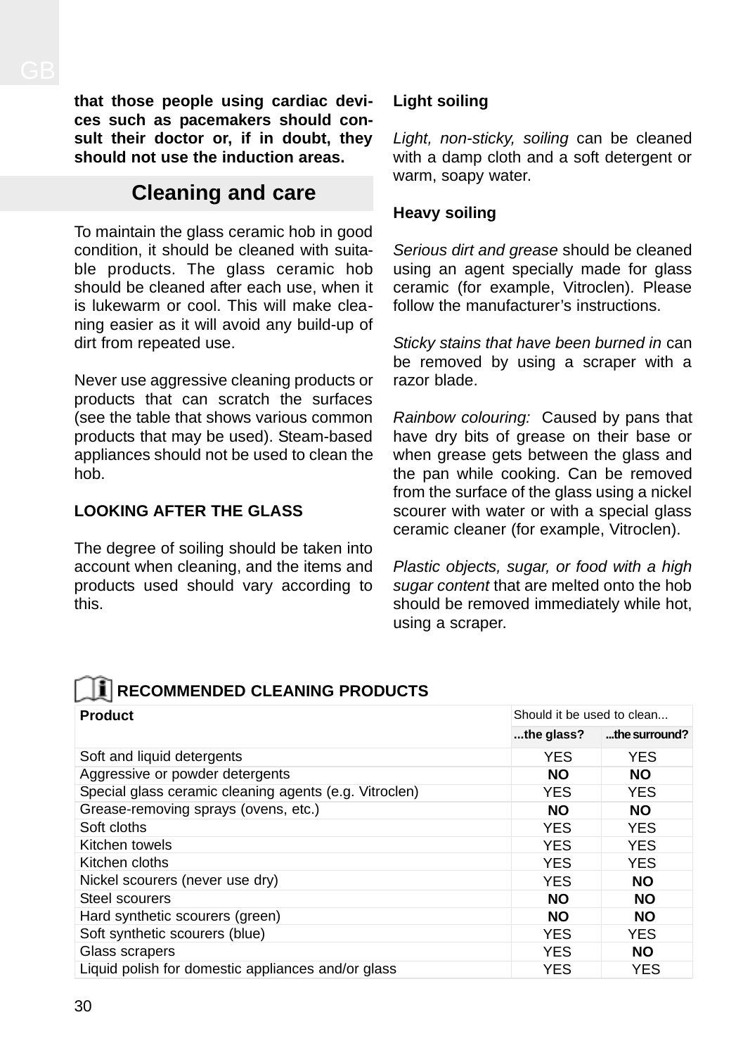**that those people using cardiac devices such as pacemakers should consult their doctor or, if in doubt, they should not use the induction areas.**

## Cleaning and care

To maintain the glass ceramic hob in good condition, it should be cleaned with suitable products. The glass ceramic hob should be cleaned after each use, when it is lukewarm or cool. This will make cleaning easier as it will avoid any build-up of dirt from repeated use.

Never use aggressive cleaning products or products that can scratch the surfaces (see the table that shows various common products that may be used). Steam-based appliances should not be used to clean the hob.

**LOOKING AFTER THE GLASS**

The degree of soiling should be taken into account when cleaning, and the items and products used should vary according to this.

**Light soiling**

*Light, non-sticky, soiling* can be cleaned with a damp cloth and a soft detergent or warm, soapy water.

**Heavy soiling**

*Serious dirt and grease* should be cleaned using an agent specially made for glass ceramic (for example, Vitroclen). Please follow the manufacturer’s instructions.

*Sticky stains that have been burned in* can be removed by using a scraper with a razor blade.

*Rainbow colouring:* Caused by pans that have dry bits of grease on their base or when grease gets between the glass and the pan while cooking. Can be removed from the surface of the glass using a nickel scourer with water or with a special glass ceramic cleaner (for example, Vitroclen).

*Plastic objects, sugar, or food with a high sugar content* that are melted onto the hob should be removed immediately while hot, using a scraper.

**RECOMMENDED CLEANING PRODUCTS**

| Product | Should it be used to clean... | |
|---|---|---|
| | **...the glass?** | **...the surround?** |
| Soft and liquid detergents | YES | YES |
| Aggressive or powder detergents | **NO** | **NO** |
| Special glass ceramic cleaning agents (e.g. Vitroclen) | YES | YES |
| Grease-removing sprays (ovens, etc.) | **NO** | **NO** |
| Soft cloths | YES | YES |
| Kitchen towels | YES | YES |
| Kitchen cloths | YES | YES |
| Nickel scourers (never use dry) | YES | **NO** |
| Steel scourers | **NO** | **NO** |
| Hard synthetic scourers (green) | **NO** | **NO** |
| Soft synthetic scourers (blue) | YES | YES |
| Glass scrapers | YES | **NO** |
| Liquid polish for domestic appliances and/or glass | YES | YES |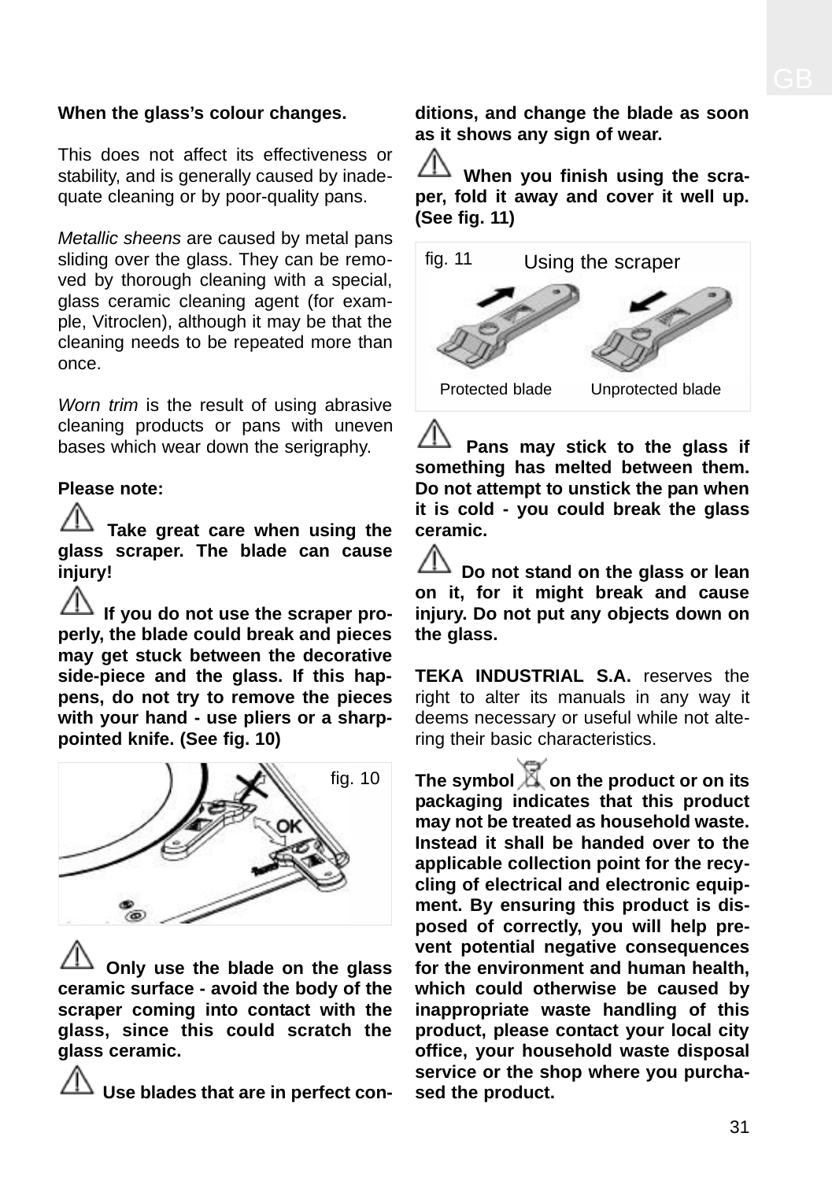**When the glass's colour changes.**

This does not affect its effectiveness or stability, and is generally caused by inadequate cleaning or by poor-quality pans.

*Metallic sheens* are caused by metal pans sliding over the glass. They can be removed by thorough cleaning with a special, glass ceramic cleaning agent (for example, Vitroclen), although it may be that the cleaning needs to be repeated more than once.

*Worn trim* is the result of using abrasive cleaning products or pans with uneven bases which wear down the serigraphy.

**Please note:**

⚠ **Take great care when using the glass scraper. The blade can cause injury!**

⚠ **If you do not use the scraper properly, the blade could break and pieces may get stuck between the decorative side-piece and the glass. If this happens, do not try to remove the pieces with your hand - use pliers or a sharp-pointed knife. (See fig. 10)**

fig. 10

⚠ **Only use the blade on the glass ceramic surface - avoid the body of the scraper coming into contact with the glass, since this could scratch the glass ceramic.**

⚠ **Use blades that are in perfect conditions, and change the blade as soon as it shows any sign of wear.**

⚠ **When you finish using the scraper, fold it away and cover it well up. (See fig. 11)**

fig. 11 Using the scraper

Protected blade Unprotected blade

⚠ **Pans may stick to the glass if something has melted between them. Do not attempt to unstick the pan when it is cold - you could break the glass ceramic.**

⚠ **Do not stand on the glass or lean on it, for it might break and cause injury. Do not put any objects down on the glass.**

**TEKA INDUSTRIAL S.A.** reserves the right to alter its manuals in any way it deems necessary or useful while not altering their basic characteristics.

**The symbol on the product or on its packaging indicates that this product may not be treated as household waste. Instead it shall be handed over to the applicable collection point for the recycling of electrical and electronic equipment. By ensuring this product is disposed of correctly, you will help prevent potential negative consequences for the environment and human health, which could otherwise be caused by inappropriate waste handling of this product, please contact your local city office, your household waste disposal service or the shop where you purchased the product.**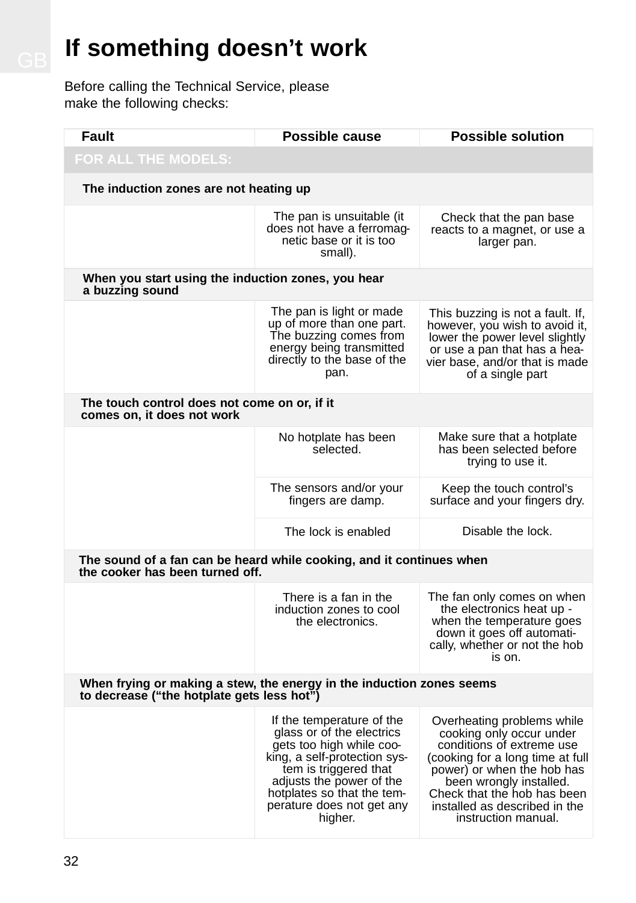# If something doesn't work

Before calling the Technical Service, please make the following checks:

| Fault | Possible cause | Possible solution |
|---|---|---|
| **FOR ALL THE MODELS:** | | |
| **The induction zones are not heating up** | | |
| | The pan is unsuitable (it does not have a ferromagnetic base or it is too small). | Check that the pan base reacts to a magnet, or use a larger pan. |
| **When you start using the induction zones, you hear a buzzing sound** | | |
| | The pan is light or made up of more than one part. The buzzing comes from energy being transmitted directly to the base of the pan. | This buzzing is not a fault. If, however, you wish to avoid it, lower the power level slightly or use a pan that has a heavier base, and/or that is made of a single part |
| **The touch control does not come on or, if it comes on, it does not work** | | |
| | No hotplate has been selected. | Make sure that a hotplate has been selected before trying to use it. |
| | The sensors and/or your fingers are damp. | Keep the touch control's surface and your fingers dry. |
| | The lock is enabled | Disable the lock. |
| **The sound of a fan can be heard while cooking, and it continues when the cooker has been turned off.** | | |
| | There is a fan in the induction zones to cool the electronics. | The fan only comes on when the electronics heat up - when the temperature goes down it goes off automatically, whether or not the hob is on. |
| **When frying or making a stew, the energy in the induction zones seems to decrease ("the hotplate gets less hot")** | | |
| | If the temperature of the glass or of the electrics gets too high while cooking, a self-protection system is triggered that adjusts the power of the hotplates so that the temperature does not get any higher. | Overheating problems while cooking only occur under conditions of extreme use (cooking for a long time at full power) or when the hob has been wrongly installed. Check that the hob has been installed as described in the instruction manual. |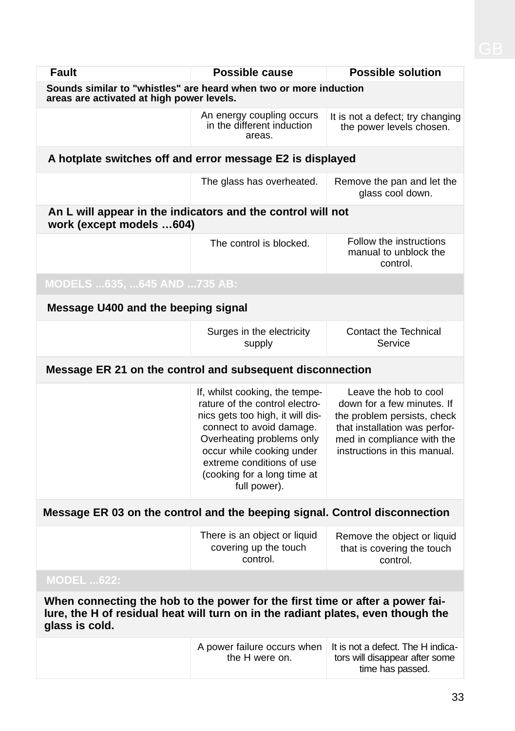| Fault | Possible cause | Possible solution |
| --- | --- | --- |
| **Sounds similar to "whistles" are heard when two or more induction areas are activated at high power levels.** | | |
| | An energy coupling occurs in the different induction areas. | It is not a defect; try changing the power levels chosen. |
| **A hotplate switches off and error message E2 is displayed** | | |
| | The glass has overheated. | Remove the pan and let the glass cool down. |
| **An L will appear in the indicators and the control will not work (except models …604)** | | |
| | The control is blocked. | Follow the instructions manual to unblock the control. |
| **MODELS ...635, ...645 AND ...735 AB:** | | |
| **Message U400 and the beeping signal** | | |
| | Surges in the electricity supply | Contact the Technical Service |
| **Message ER 21 on the control and subsequent disconnection** | | |
| | If, whilst cooking, the temperature of the control electronics gets too high, it will disconnect to avoid damage. Overheating problems only occur while cooking under extreme conditions of use (cooking for a long time at full power). | Leave the hob to cool down for a few minutes. If the problem persists, check that installation was performed in compliance with the instructions in this manual. |
| **Message ER 03 on the control and the beeping signal. Control disconnection** | | |
| | There is an object or liquid covering up the touch control. | Remove the object or liquid that is covering the touch control. |
| **MODEL ...622:** | | |
| **When connecting the hob to the power for the first time or after a power failure, the H of residual heat will turn on in the radiant plates, even though the glass is cold.** | | |
| | A power failure occurs when the H were on. | It is not a defect. The H indicators will disappear after some time has passed. |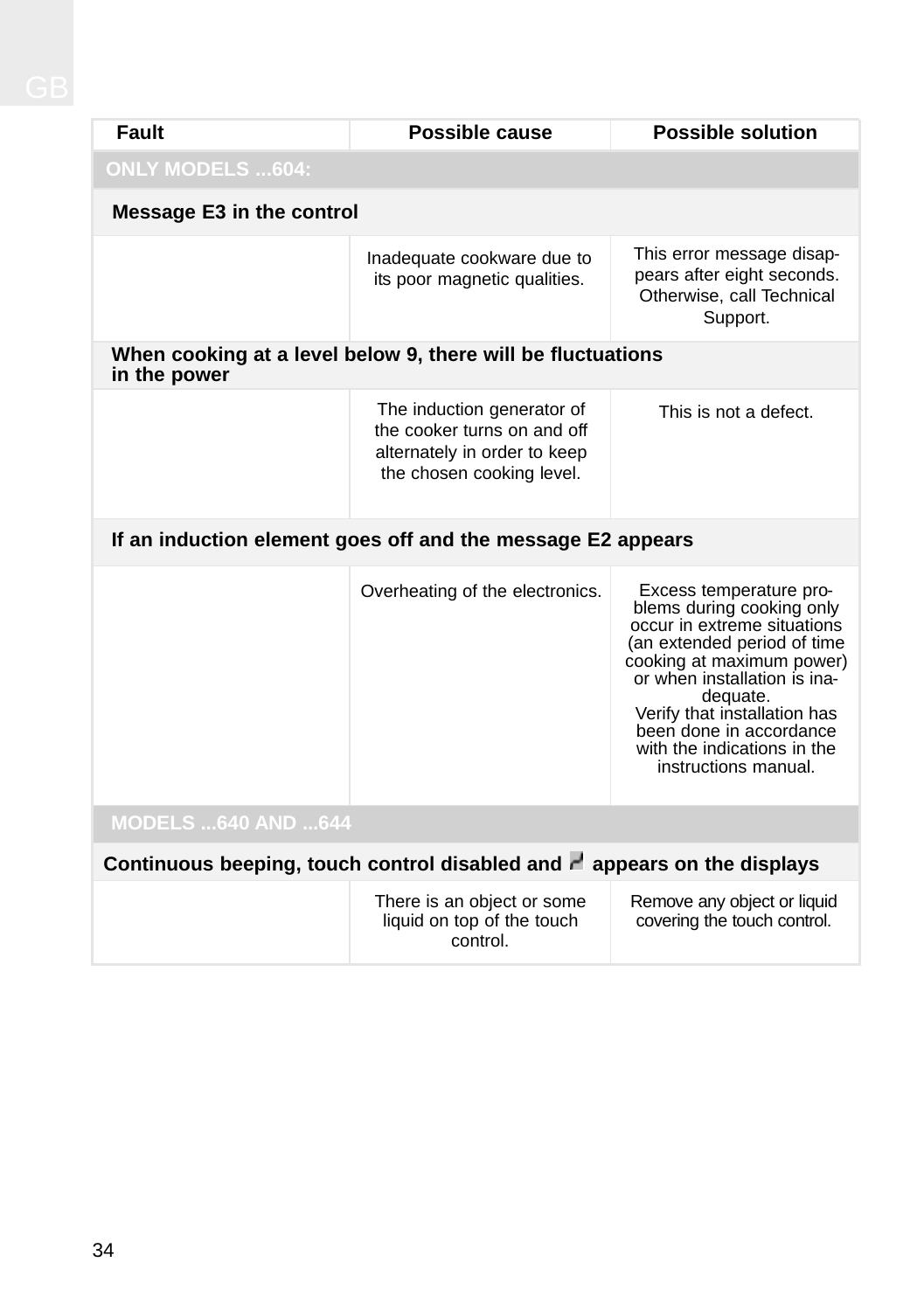| Fault | Possible cause | Possible solution |
| --- | --- | --- |
| **ONLY MODELS ...604:** | | |
| **Message E3 in the control** | | |
| | Inadequate cookware due to its poor magnetic qualities. | This error message disappears after eight seconds. Otherwise, call Technical Support. |
| **When cooking at a level below 9, there will be fluctuations in the power** | | |
| | The induction generator of the cooker turns on and off alternately in order to keep the chosen cooking level. | This is not a defect. |
| **If an induction element goes off and the message E2 appears** | | |
| | Overheating of the electronics. | Excess temperature problems during cooking only occur in extreme situations (an extended period of time cooking at maximum power) or when installation is inadequate. Verify that installation has been done in accordance with the indications in the instructions manual. |
| **MODELS ...640 AND ...644** | | |
| **Continuous beeping, touch control disabled and appears on the displays** | | |
| | There is an object or some liquid on top of the touch control. | Remove any object or liquid covering the touch control. |